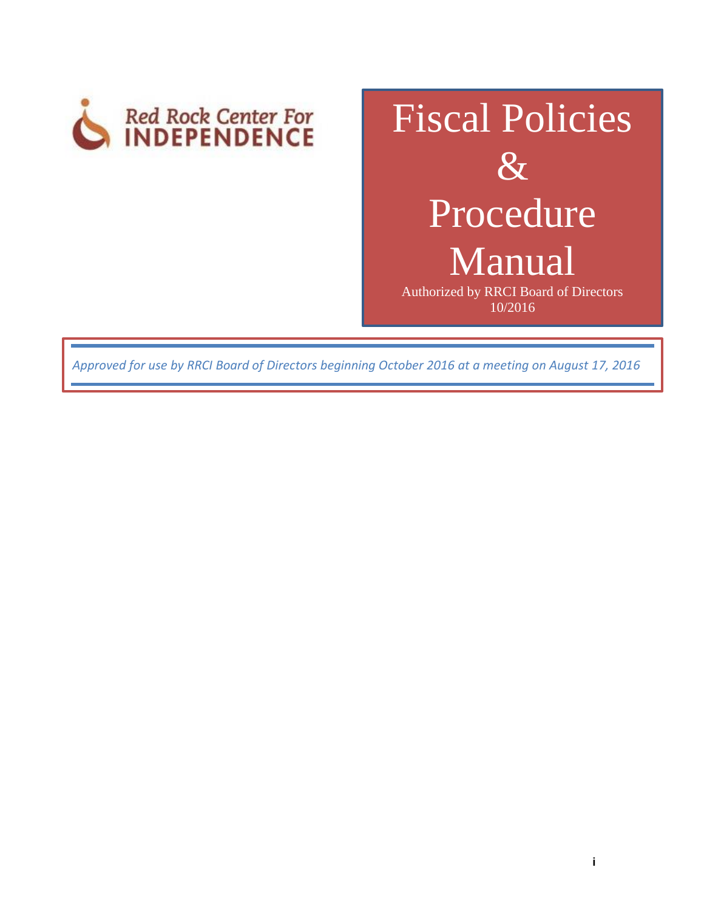Red Rock Center For INDEPENDENCE

# Fiscal Policies & Procedure Manual

Authorized by RRCI Board of Directors 10/2016

*Approved for use by RRCI Board of Directors beginning October 2016 at a meeting on August 17, 2016*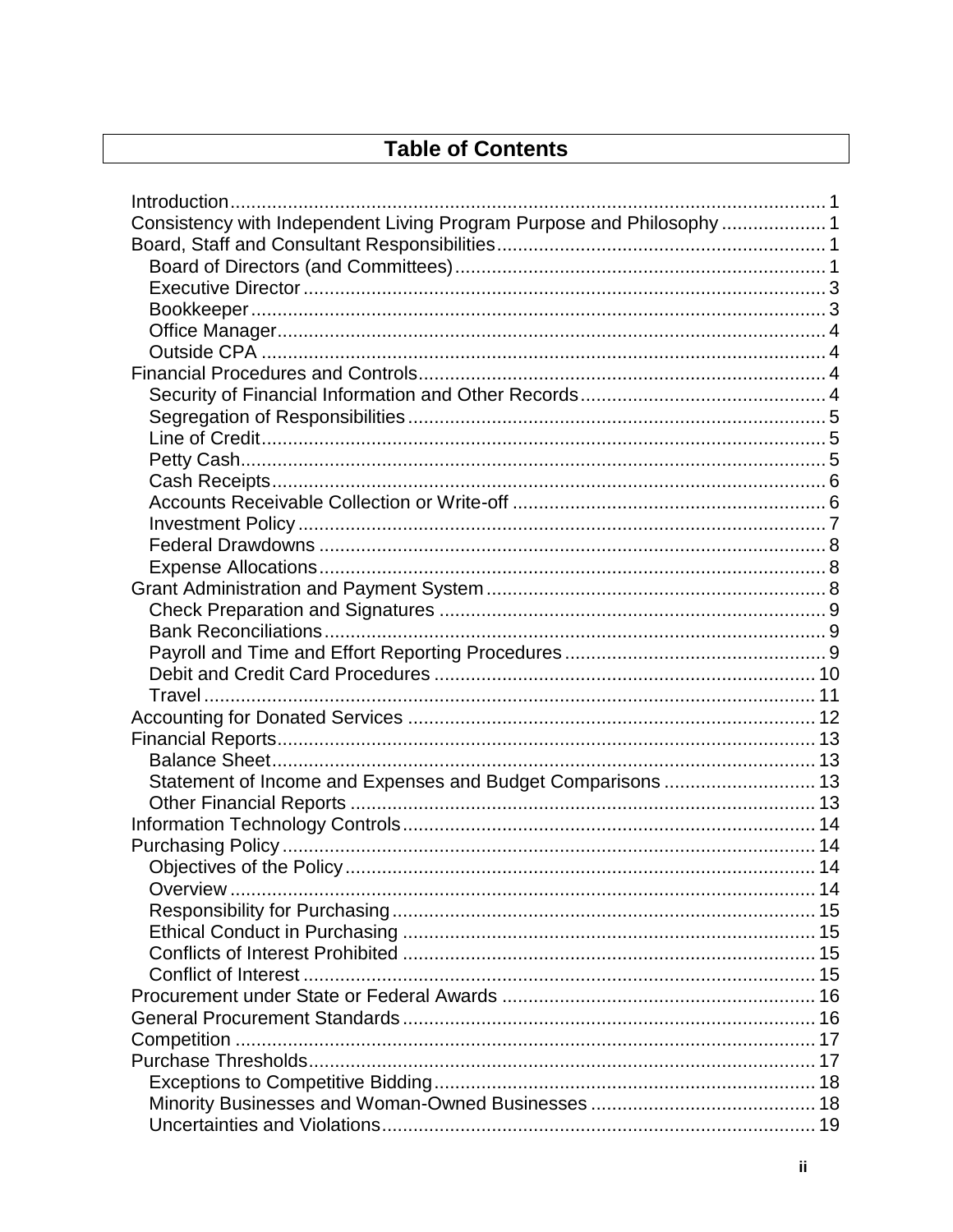# Table of Contents

- Introduction ........ 1
- Consistency with Independent Living Program Purpose and Philosophy ........ 1
- Board, Staff and Consultant Responsibilities ........ 1
  - Board of Directors (and Committees) ........ 1
  - Executive Director ........ 3
  - Bookkeeper ........ 3
  - Office Manager ........ 4
  - Outside CPA ........ 4
- Financial Procedures and Controls ........ 4
  - Security of Financial Information and Other Records ........ 4
  - Segregation of Responsibilities ........ 5
  - Line of Credit ........ 5
  - Petty Cash ........ 5
  - Cash Receipts ........ 6
  - Accounts Receivable Collection or Write-off ........ 6
  - Investment Policy ........ 7
  - Federal Drawdowns ........ 8
  - Expense Allocations ........ 8
- Grant Administration and Payment System ........ 8
  - Check Preparation and Signatures ........ 9
  - Bank Reconciliations ........ 9
  - Payroll and Time and Effort Reporting Procedures ........ 9
  - Debit and Credit Card Procedures ........ 10
  - Travel ........ 11
- Accounting for Donated Services ........ 12
- Financial Reports ........ 13
  - Balance Sheet ........ 13
  - Statement of Income and Expenses and Budget Comparisons ........ 13
  - Other Financial Reports ........ 13
- Information Technology Controls ........ 14
- Purchasing Policy ........ 14
  - Objectives of the Policy ........ 14
  - Overview ........ 14
  - Responsibility for Purchasing ........ 15
  - Ethical Conduct in Purchasing ........ 15
  - Conflicts of Interest Prohibited ........ 15
  - Conflict of Interest ........ 15
- Procurement under State or Federal Awards ........ 16
- General Procurement Standards ........ 16
- Competition ........ 17
- Purchase Thresholds ........ 17
  - Exceptions to Competitive Bidding ........ 18
  - Minority Businesses and Woman-Owned Businesses ........ 18
  - Uncertainties and Violations ........ 19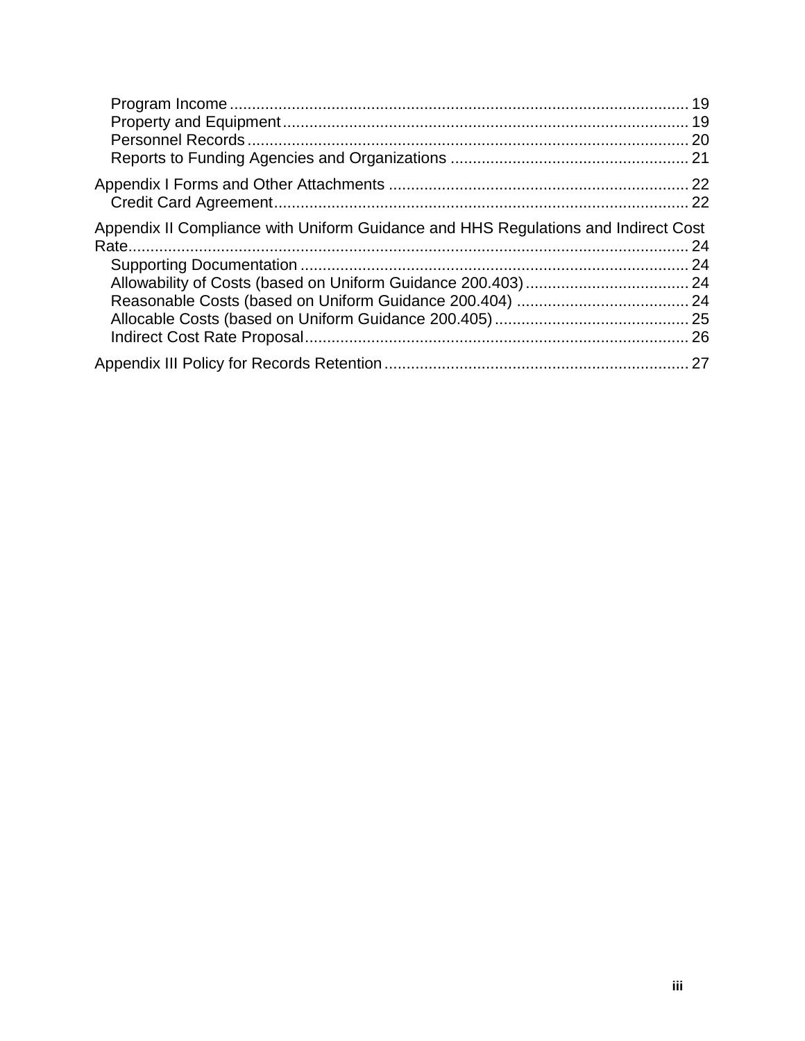- Program Income ........................................................................................ 19
- Property and Equipment ............................................................................ 19
- Personnel Records .................................................................................... 20
- Reports to Funding Agencies and Organizations ...................................................... 21

Appendix I Forms and Other Attachments ................................................................... 22

- Credit Card Agreement ............................................................................. 22

Appendix II Compliance with Uniform Guidance and HHS Regulations and Indirect Cost Rate ................................................................................................................ 24

- Supporting Documentation ....................................................................... 24
- Allowability of Costs (based on Uniform Guidance 200.403) ..................................... 24
- Reasonable Costs (based on Uniform Guidance 200.404) ....................................... 24
- Allocable Costs (based on Uniform Guidance 200.405) ............................................ 25
- Indirect Cost Rate Proposal ...................................................................... 26

Appendix III Policy for Records Retention .................................................................... 27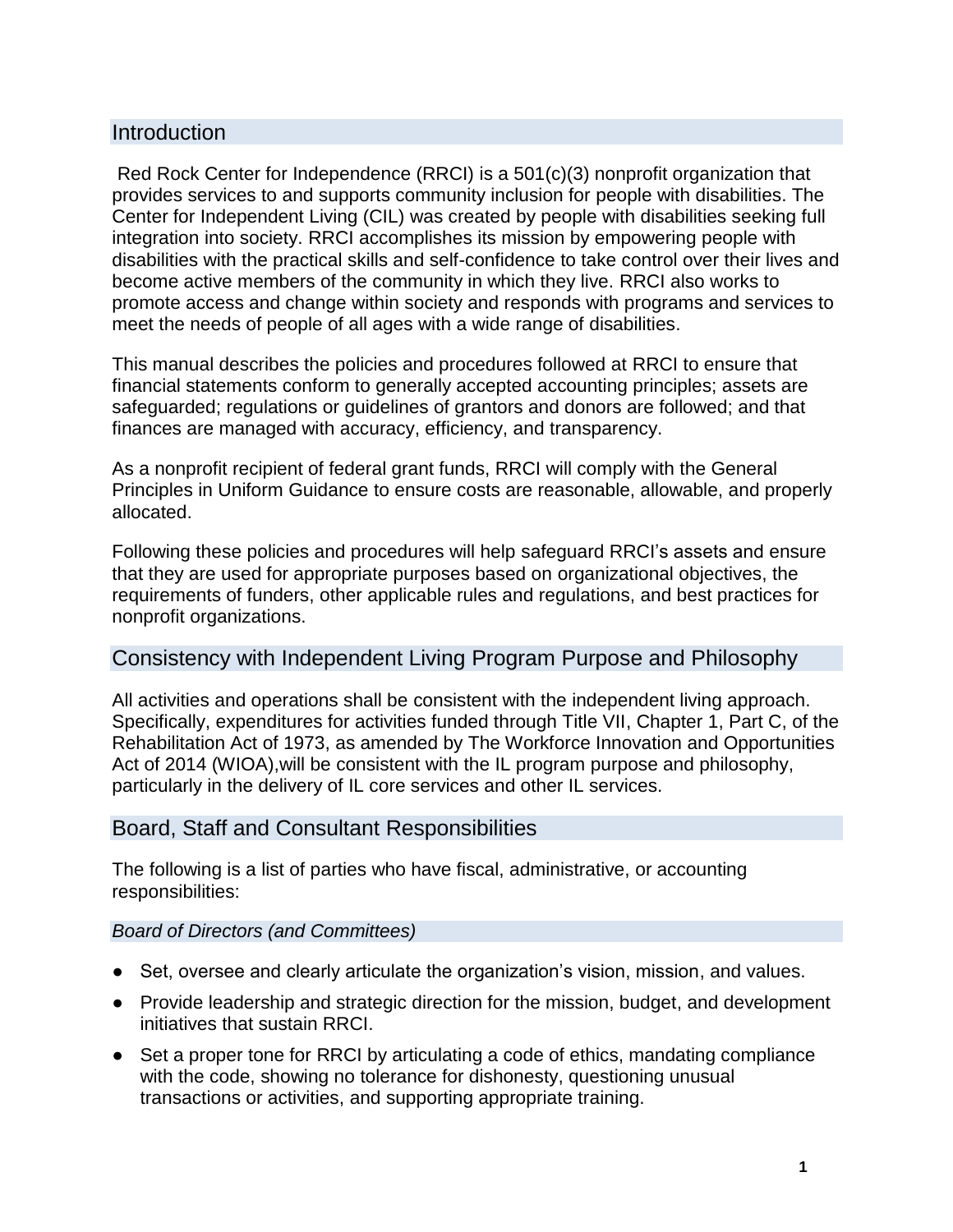## Introduction

Red Rock Center for Independence (RRCI) is a 501(c)(3) nonprofit organization that provides services to and supports community inclusion for people with disabilities. The Center for Independent Living (CIL) was created by people with disabilities seeking full integration into society. RRCI accomplishes its mission by empowering people with disabilities with the practical skills and self-confidence to take control over their lives and become active members of the community in which they live. RRCI also works to promote access and change within society and responds with programs and services to meet the needs of people of all ages with a wide range of disabilities.

This manual describes the policies and procedures followed at RRCI to ensure that financial statements conform to generally accepted accounting principles; assets are safeguarded; regulations or guidelines of grantors and donors are followed; and that finances are managed with accuracy, efficiency, and transparency.

As a nonprofit recipient of federal grant funds, RRCI will comply with the General Principles in Uniform Guidance to ensure costs are reasonable, allowable, and properly allocated.

Following these policies and procedures will help safeguard RRCI's assets and ensure that they are used for appropriate purposes based on organizational objectives, the requirements of funders, other applicable rules and regulations, and best practices for nonprofit organizations.

## Consistency with Independent Living Program Purpose and Philosophy

All activities and operations shall be consistent with the independent living approach. Specifically, expenditures for activities funded through Title VII, Chapter 1, Part C, of the Rehabilitation Act of 1973, as amended by The Workforce Innovation and Opportunities Act of 2014 (WIOA),will be consistent with the IL program purpose and philosophy, particularly in the delivery of IL core services and other IL services.

## Board, Staff and Consultant Responsibilities

The following is a list of parties who have fiscal, administrative, or accounting responsibilities:

### *Board of Directors (and Committees)*

- Set, oversee and clearly articulate the organization's vision, mission, and values.
- Provide leadership and strategic direction for the mission, budget, and development initiatives that sustain RRCI.
- Set a proper tone for RRCI by articulating a code of ethics, mandating compliance with the code, showing no tolerance for dishonesty, questioning unusual transactions or activities, and supporting appropriate training.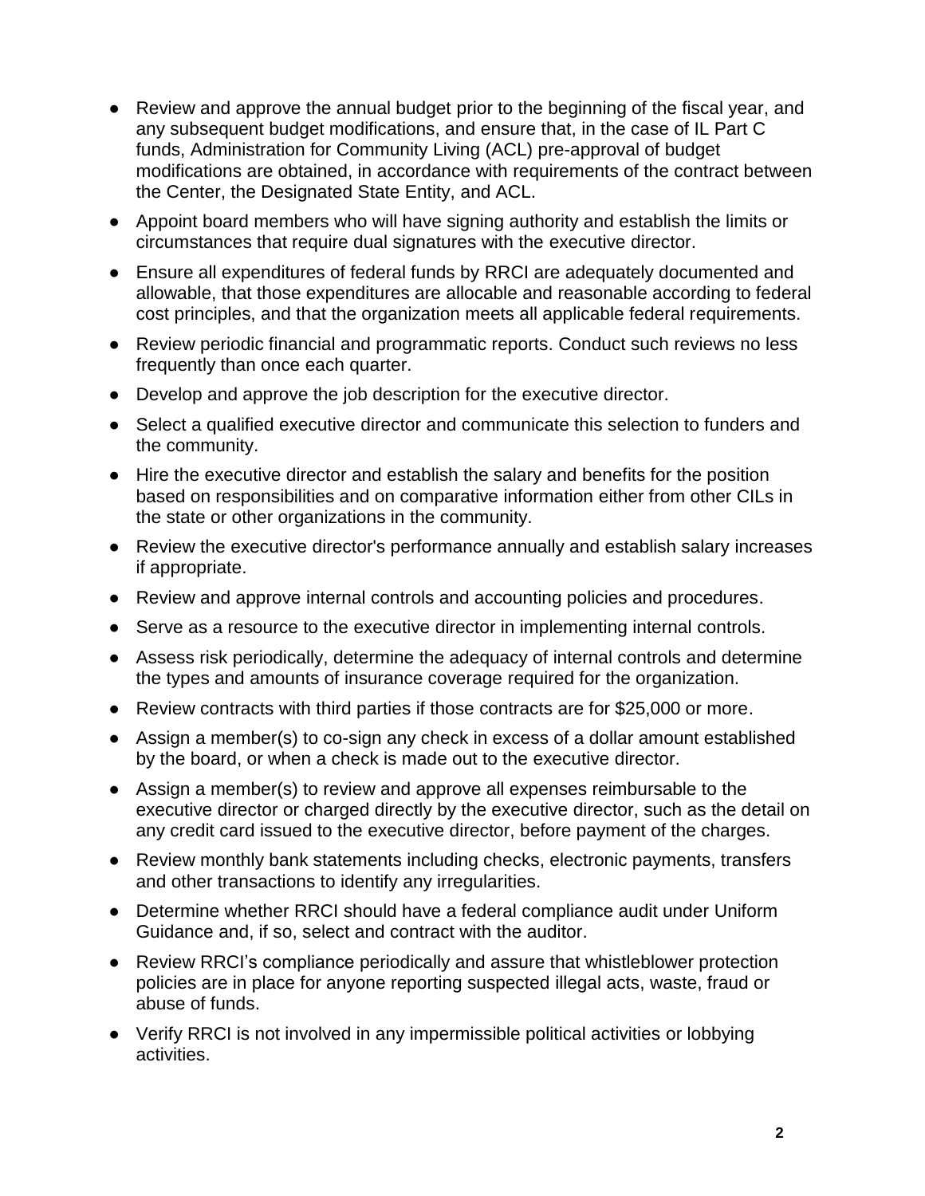- Review and approve the annual budget prior to the beginning of the fiscal year, and any subsequent budget modifications, and ensure that, in the case of IL Part C funds, Administration for Community Living (ACL) pre-approval of budget modifications are obtained, in accordance with requirements of the contract between the Center, the Designated State Entity, and ACL.
- Appoint board members who will have signing authority and establish the limits or circumstances that require dual signatures with the executive director.
- Ensure all expenditures of federal funds by RRCI are adequately documented and allowable, that those expenditures are allocable and reasonable according to federal cost principles, and that the organization meets all applicable federal requirements.
- Review periodic financial and programmatic reports. Conduct such reviews no less frequently than once each quarter.
- Develop and approve the job description for the executive director.
- Select a qualified executive director and communicate this selection to funders and the community.
- Hire the executive director and establish the salary and benefits for the position based on responsibilities and on comparative information either from other CILs in the state or other organizations in the community.
- Review the executive director's performance annually and establish salary increases if appropriate.
- Review and approve internal controls and accounting policies and procedures.
- Serve as a resource to the executive director in implementing internal controls.
- Assess risk periodically, determine the adequacy of internal controls and determine the types and amounts of insurance coverage required for the organization.
- Review contracts with third parties if those contracts are for $25,000 or more.
- Assign a member(s) to co-sign any check in excess of a dollar amount established by the board, or when a check is made out to the executive director.
- Assign a member(s) to review and approve all expenses reimbursable to the executive director or charged directly by the executive director, such as the detail on any credit card issued to the executive director, before payment of the charges.
- Review monthly bank statements including checks, electronic payments, transfers and other transactions to identify any irregularities.
- Determine whether RRCI should have a federal compliance audit under Uniform Guidance and, if so, select and contract with the auditor.
- Review RRCI's compliance periodically and assure that whistleblower protection policies are in place for anyone reporting suspected illegal acts, waste, fraud or abuse of funds.
- Verify RRCI is not involved in any impermissible political activities or lobbying activities.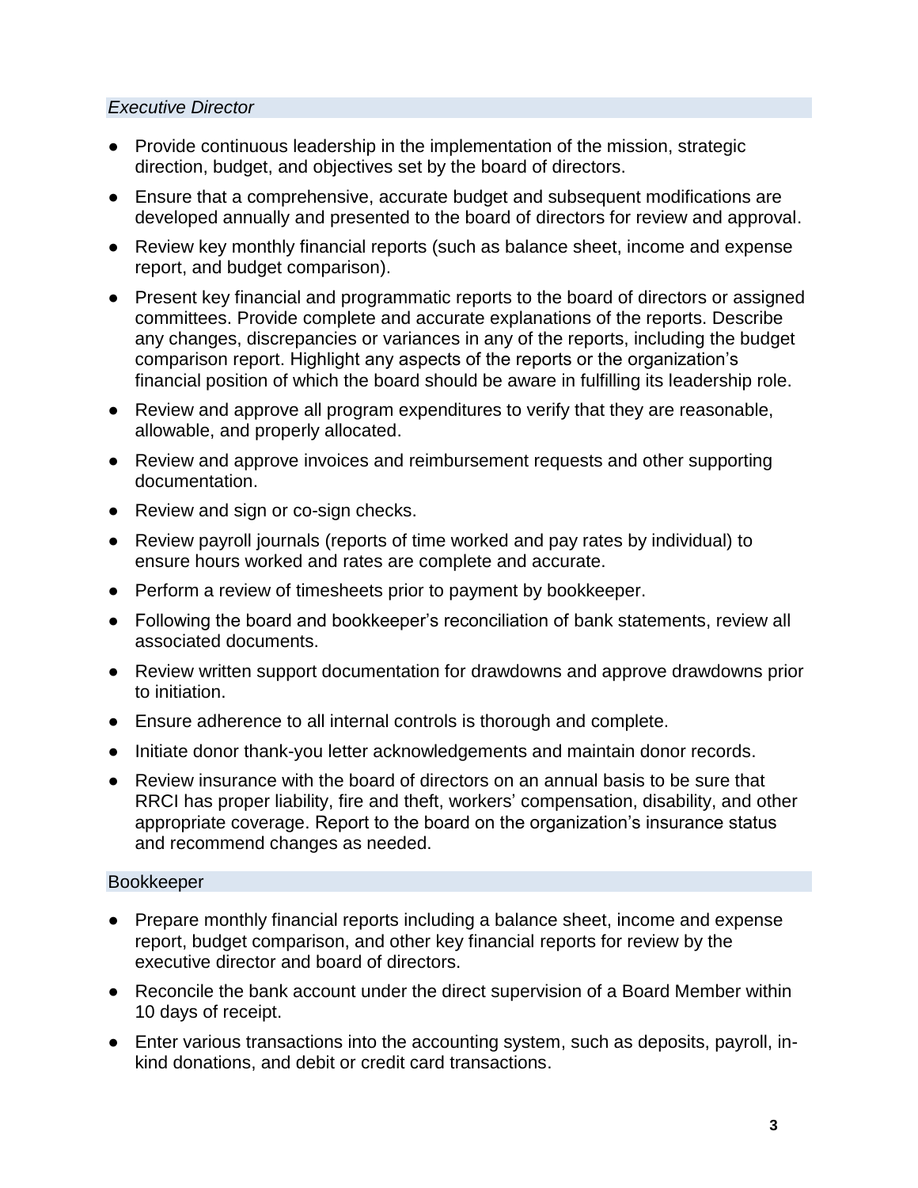### *Executive Director*

- Provide continuous leadership in the implementation of the mission, strategic direction, budget, and objectives set by the board of directors.
- Ensure that a comprehensive, accurate budget and subsequent modifications are developed annually and presented to the board of directors for review and approval.
- Review key monthly financial reports (such as balance sheet, income and expense report, and budget comparison).
- Present key financial and programmatic reports to the board of directors or assigned committees. Provide complete and accurate explanations of the reports. Describe any changes, discrepancies or variances in any of the reports, including the budget comparison report. Highlight any aspects of the reports or the organization's financial position of which the board should be aware in fulfilling its leadership role.
- Review and approve all program expenditures to verify that they are reasonable, allowable, and properly allocated.
- Review and approve invoices and reimbursement requests and other supporting documentation.
- Review and sign or co-sign checks.
- Review payroll journals (reports of time worked and pay rates by individual) to ensure hours worked and rates are complete and accurate.
- Perform a review of timesheets prior to payment by bookkeeper.
- Following the board and bookkeeper's reconciliation of bank statements, review all associated documents.
- Review written support documentation for drawdowns and approve drawdowns prior to initiation.
- Ensure adherence to all internal controls is thorough and complete.
- Initiate donor thank-you letter acknowledgements and maintain donor records.
- Review insurance with the board of directors on an annual basis to be sure that RRCI has proper liability, fire and theft, workers' compensation, disability, and other appropriate coverage. Report to the board on the organization's insurance status and recommend changes as needed.

### Bookkeeper

- Prepare monthly financial reports including a balance sheet, income and expense report, budget comparison, and other key financial reports for review by the executive director and board of directors.
- Reconcile the bank account under the direct supervision of a Board Member within 10 days of receipt.
- Enter various transactions into the accounting system, such as deposits, payroll, in-kind donations, and debit or credit card transactions.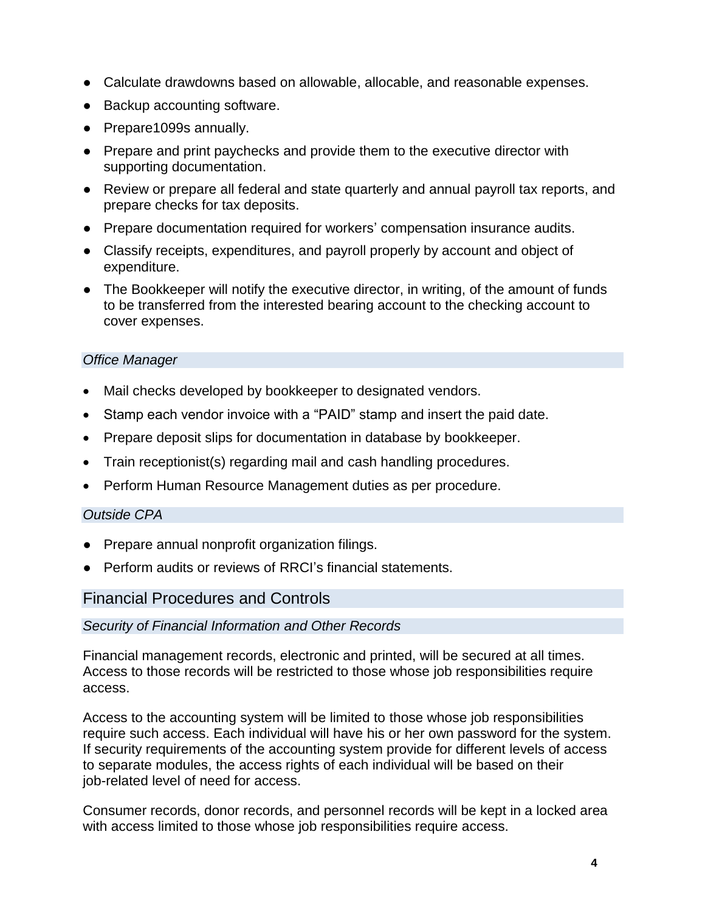- Calculate drawdowns based on allowable, allocable, and reasonable expenses.
- Backup accounting software.
- Prepare1099s annually.
- Prepare and print paychecks and provide them to the executive director with supporting documentation.
- Review or prepare all federal and state quarterly and annual payroll tax reports, and prepare checks for tax deposits.
- Prepare documentation required for workers' compensation insurance audits.
- Classify receipts, expenditures, and payroll properly by account and object of expenditure.
- The Bookkeeper will notify the executive director, in writing, of the amount of funds to be transferred from the interested bearing account to the checking account to cover expenses.

### *Office Manager*

- Mail checks developed by bookkeeper to designated vendors.
- Stamp each vendor invoice with a "PAID" stamp and insert the paid date.
- Prepare deposit slips for documentation in database by bookkeeper.
- Train receptionist(s) regarding mail and cash handling procedures.
- Perform Human Resource Management duties as per procedure.

### *Outside CPA*

- Prepare annual nonprofit organization filings.
- Perform audits or reviews of RRCI's financial statements.

## Financial Procedures and Controls

### *Security of Financial Information and Other Records*

Financial management records, electronic and printed, will be secured at all times. Access to those records will be restricted to those whose job responsibilities require access.

Access to the accounting system will be limited to those whose job responsibilities require such access. Each individual will have his or her own password for the system. If security requirements of the accounting system provide for different levels of access to separate modules, the access rights of each individual will be based on their job-related level of need for access.

Consumer records, donor records, and personnel records will be kept in a locked area with access limited to those whose job responsibilities require access.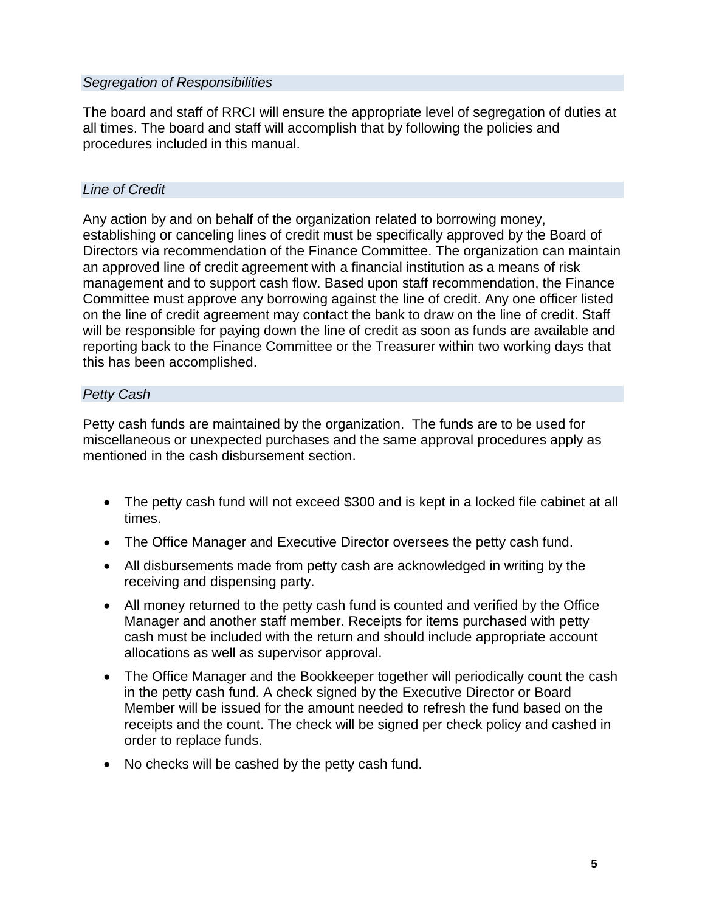### *Segregation of Responsibilities*

The board and staff of RRCI will ensure the appropriate level of segregation of duties at all times. The board and staff will accomplish that by following the policies and procedures included in this manual.

### *Line of Credit*

Any action by and on behalf of the organization related to borrowing money, establishing or canceling lines of credit must be specifically approved by the Board of Directors via recommendation of the Finance Committee. The organization can maintain an approved line of credit agreement with a financial institution as a means of risk management and to support cash flow. Based upon staff recommendation, the Finance Committee must approve any borrowing against the line of credit. Any one officer listed on the line of credit agreement may contact the bank to draw on the line of credit. Staff will be responsible for paying down the line of credit as soon as funds are available and reporting back to the Finance Committee or the Treasurer within two working days that this has been accomplished.

### *Petty Cash*

Petty cash funds are maintained by the organization. The funds are to be used for miscellaneous or unexpected purchases and the same approval procedures apply as mentioned in the cash disbursement section.

- The petty cash fund will not exceed $300 and is kept in a locked file cabinet at all times.
- The Office Manager and Executive Director oversees the petty cash fund.
- All disbursements made from petty cash are acknowledged in writing by the receiving and dispensing party.
- All money returned to the petty cash fund is counted and verified by the Office Manager and another staff member. Receipts for items purchased with petty cash must be included with the return and should include appropriate account allocations as well as supervisor approval.
- The Office Manager and the Bookkeeper together will periodically count the cash in the petty cash fund. A check signed by the Executive Director or Board Member will be issued for the amount needed to refresh the fund based on the receipts and the count. The check will be signed per check policy and cashed in order to replace funds.
- No checks will be cashed by the petty cash fund.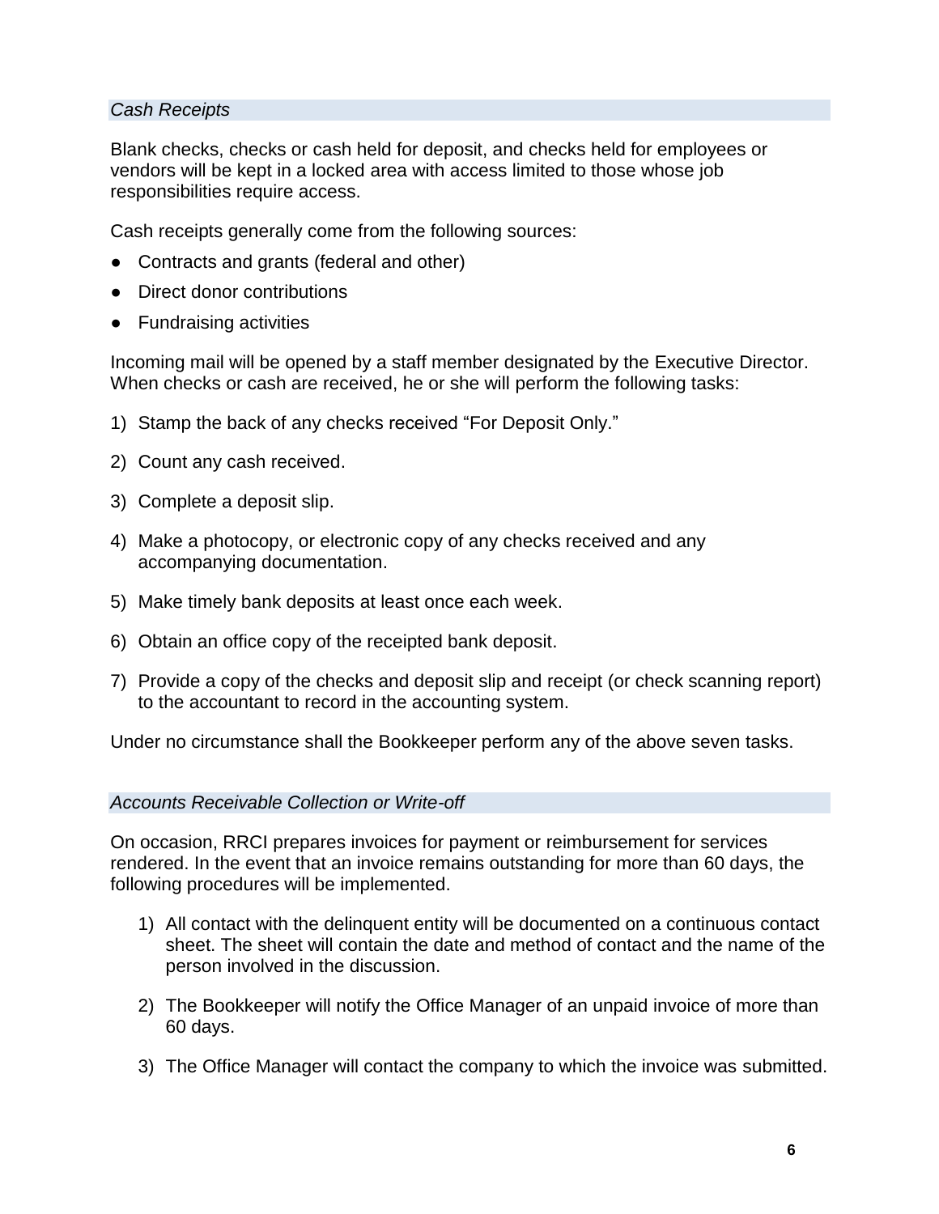### *Cash Receipts*

Blank checks, checks or cash held for deposit, and checks held for employees or vendors will be kept in a locked area with access limited to those whose job responsibilities require access.

Cash receipts generally come from the following sources:

- Contracts and grants (federal and other)
- Direct donor contributions
- Fundraising activities

Incoming mail will be opened by a staff member designated by the Executive Director. When checks or cash are received, he or she will perform the following tasks:

1) Stamp the back of any checks received "For Deposit Only."
2) Count any cash received.
3) Complete a deposit slip.
4) Make a photocopy, or electronic copy of any checks received and any accompanying documentation.
5) Make timely bank deposits at least once each week.
6) Obtain an office copy of the receipted bank deposit.
7) Provide a copy of the checks and deposit slip and receipt (or check scanning report) to the accountant to record in the accounting system.

Under no circumstance shall the Bookkeeper perform any of the above seven tasks.

### *Accounts Receivable Collection or Write-off*

On occasion, RRCI prepares invoices for payment or reimbursement for services rendered. In the event that an invoice remains outstanding for more than 60 days, the following procedures will be implemented.

1) All contact with the delinquent entity will be documented on a continuous contact sheet. The sheet will contain the date and method of contact and the name of the person involved in the discussion.
2) The Bookkeeper will notify the Office Manager of an unpaid invoice of more than 60 days.
3) The Office Manager will contact the company to which the invoice was submitted.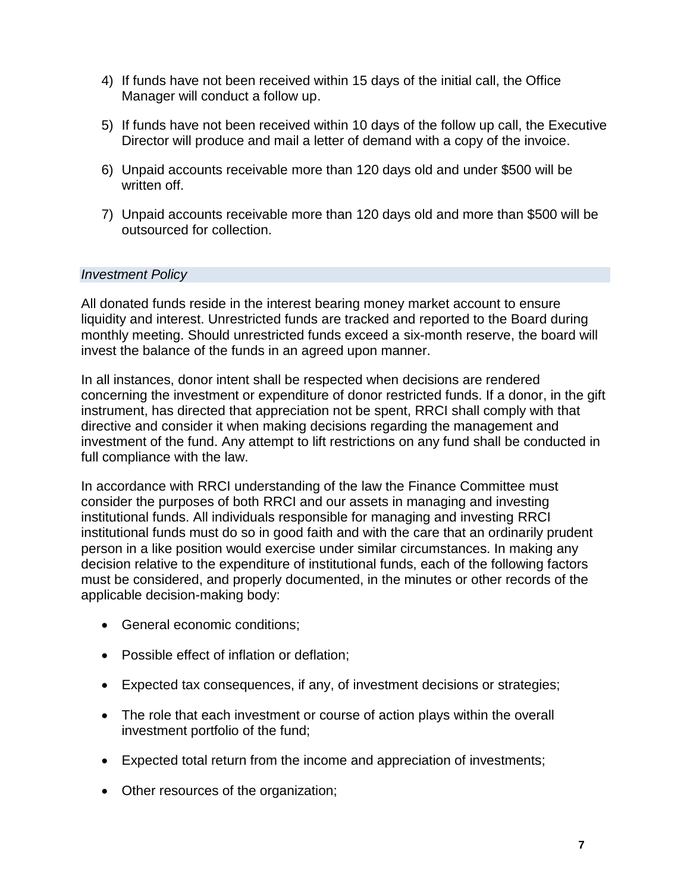4) If funds have not been received within 15 days of the initial call, the Office Manager will conduct a follow up.

5) If funds have not been received within 10 days of the follow up call, the Executive Director will produce and mail a letter of demand with a copy of the invoice.

6) Unpaid accounts receivable more than 120 days old and under $500 will be written off.

7) Unpaid accounts receivable more than 120 days old and more than $500 will be outsourced for collection.

### *Investment Policy*

All donated funds reside in the interest bearing money market account to ensure liquidity and interest. Unrestricted funds are tracked and reported to the Board during monthly meeting. Should unrestricted funds exceed a six-month reserve, the board will invest the balance of the funds in an agreed upon manner.

In all instances, donor intent shall be respected when decisions are rendered concerning the investment or expenditure of donor restricted funds. If a donor, in the gift instrument, has directed that appreciation not be spent, RRCI shall comply with that directive and consider it when making decisions regarding the management and investment of the fund. Any attempt to lift restrictions on any fund shall be conducted in full compliance with the law.

In accordance with RRCI understanding of the law the Finance Committee must consider the purposes of both RRCI and our assets in managing and investing institutional funds. All individuals responsible for managing and investing RRCI institutional funds must do so in good faith and with the care that an ordinarily prudent person in a like position would exercise under similar circumstances. In making any decision relative to the expenditure of institutional funds, each of the following factors must be considered, and properly documented, in the minutes or other records of the applicable decision-making body:

- General economic conditions;
- Possible effect of inflation or deflation;
- Expected tax consequences, if any, of investment decisions or strategies;
- The role that each investment or course of action plays within the overall investment portfolio of the fund;
- Expected total return from the income and appreciation of investments;
- Other resources of the organization;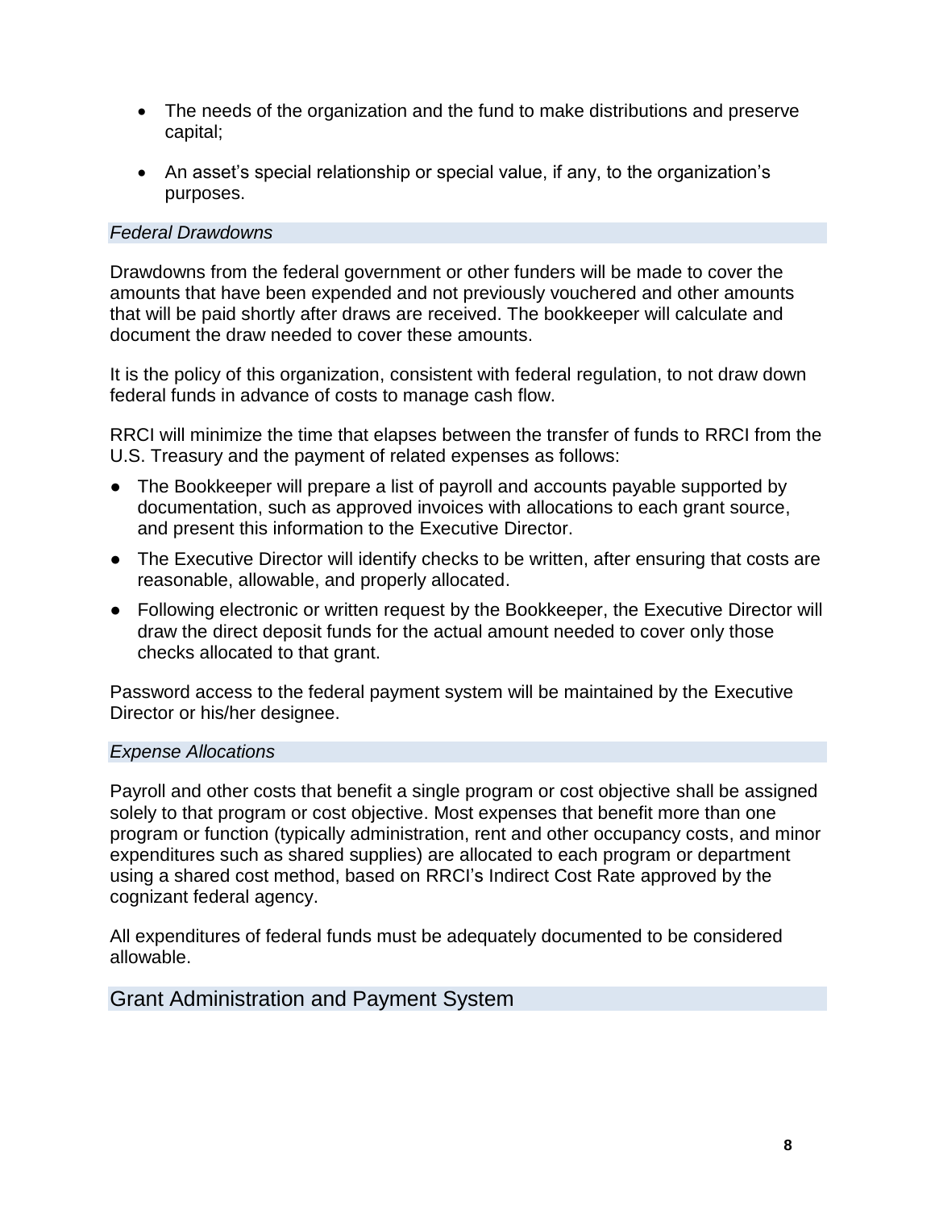- The needs of the organization and the fund to make distributions and preserve capital;
- An asset's special relationship or special value, if any, to the organization's purposes.

### *Federal Drawdowns*

Drawdowns from the federal government or other funders will be made to cover the amounts that have been expended and not previously vouchered and other amounts that will be paid shortly after draws are received. The bookkeeper will calculate and document the draw needed to cover these amounts.

It is the policy of this organization, consistent with federal regulation, to not draw down federal funds in advance of costs to manage cash flow.

RRCI will minimize the time that elapses between the transfer of funds to RRCI from the U.S. Treasury and the payment of related expenses as follows:

- The Bookkeeper will prepare a list of payroll and accounts payable supported by documentation, such as approved invoices with allocations to each grant source, and present this information to the Executive Director.
- The Executive Director will identify checks to be written, after ensuring that costs are reasonable, allowable, and properly allocated.
- Following electronic or written request by the Bookkeeper, the Executive Director will draw the direct deposit funds for the actual amount needed to cover only those checks allocated to that grant.

Password access to the federal payment system will be maintained by the Executive Director or his/her designee.

### *Expense Allocations*

Payroll and other costs that benefit a single program or cost objective shall be assigned solely to that program or cost objective. Most expenses that benefit more than one program or function (typically administration, rent and other occupancy costs, and minor expenditures such as shared supplies) are allocated to each program or department using a shared cost method, based on RRCI's Indirect Cost Rate approved by the cognizant federal agency.

All expenditures of federal funds must be adequately documented to be considered allowable.

## Grant Administration and Payment System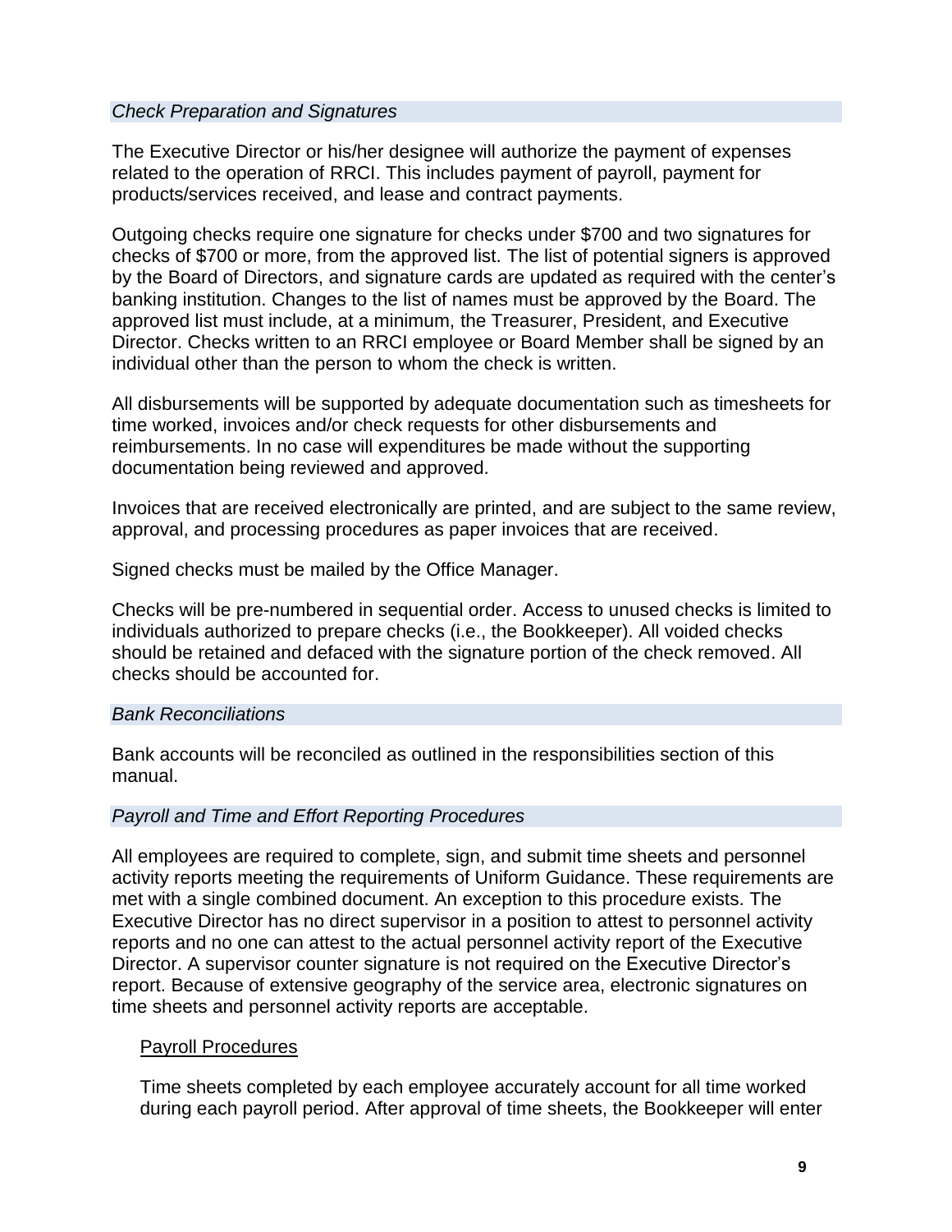### *Check Preparation and Signatures*

The Executive Director or his/her designee will authorize the payment of expenses related to the operation of RRCI. This includes payment of payroll, payment for products/services received, and lease and contract payments.

Outgoing checks require one signature for checks under $700 and two signatures for checks of $700 or more, from the approved list. The list of potential signers is approved by the Board of Directors, and signature cards are updated as required with the center's banking institution. Changes to the list of names must be approved by the Board. The approved list must include, at a minimum, the Treasurer, President, and Executive Director. Checks written to an RRCI employee or Board Member shall be signed by an individual other than the person to whom the check is written.

All disbursements will be supported by adequate documentation such as timesheets for time worked, invoices and/or check requests for other disbursements and reimbursements. In no case will expenditures be made without the supporting documentation being reviewed and approved.

Invoices that are received electronically are printed, and are subject to the same review, approval, and processing procedures as paper invoices that are received.

Signed checks must be mailed by the Office Manager.

Checks will be pre-numbered in sequential order. Access to unused checks is limited to individuals authorized to prepare checks (i.e., the Bookkeeper). All voided checks should be retained and defaced with the signature portion of the check removed. All checks should be accounted for.

### *Bank Reconciliations*

Bank accounts will be reconciled as outlined in the responsibilities section of this manual.

### *Payroll and Time and Effort Reporting Procedures*

All employees are required to complete, sign, and submit time sheets and personnel activity reports meeting the requirements of Uniform Guidance. These requirements are met with a single combined document. An exception to this procedure exists. The Executive Director has no direct supervisor in a position to attest to personnel activity reports and no one can attest to the actual personnel activity report of the Executive Director. A supervisor counter signature is not required on the Executive Director's report. Because of extensive geography of the service area, electronic signatures on time sheets and personnel activity reports are acceptable.

#### Payroll Procedures

Time sheets completed by each employee accurately account for all time worked during each payroll period. After approval of time sheets, the Bookkeeper will enter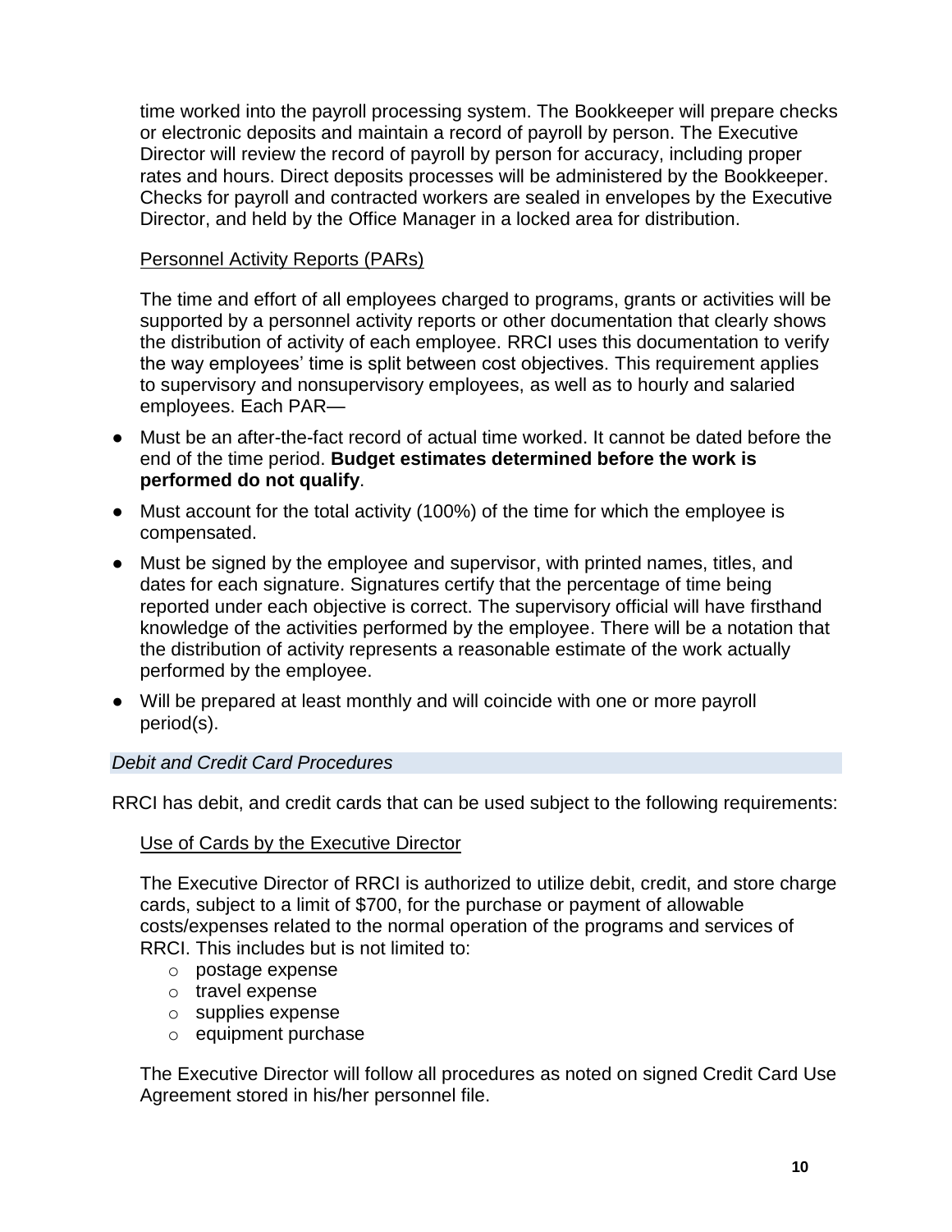time worked into the payroll processing system. The Bookkeeper will prepare checks or electronic deposits and maintain a record of payroll by person. The Executive Director will review the record of payroll by person for accuracy, including proper rates and hours. Direct deposits processes will be administered by the Bookkeeper. Checks for payroll and contracted workers are sealed in envelopes by the Executive Director, and held by the Office Manager in a locked area for distribution.

<u>Personnel Activity Reports (PARs)</u>

The time and effort of all employees charged to programs, grants or activities will be supported by a personnel activity reports or other documentation that clearly shows the distribution of activity of each employee. RRCI uses this documentation to verify the way employees' time is split between cost objectives. This requirement applies to supervisory and nonsupervisory employees, as well as to hourly and salaried employees. Each PAR—

- Must be an after-the-fact record of actual time worked. It cannot be dated before the end of the time period. **Budget estimates determined before the work is performed do not qualify**.
- Must account for the total activity (100%) of the time for which the employee is compensated.
- Must be signed by the employee and supervisor, with printed names, titles, and dates for each signature. Signatures certify that the percentage of time being reported under each objective is correct. The supervisory official will have firsthand knowledge of the activities performed by the employee. There will be a notation that the distribution of activity represents a reasonable estimate of the work actually performed by the employee.
- Will be prepared at least monthly and will coincide with one or more payroll period(s).

### *Debit and Credit Card Procedures*

RRCI has debit, and credit cards that can be used subject to the following requirements:

<u>Use of Cards by the Executive Director</u>

The Executive Director of RRCI is authorized to utilize debit, credit, and store charge cards, subject to a limit of $700, for the purchase or payment of allowable costs/expenses related to the normal operation of the programs and services of RRCI. This includes but is not limited to:

- postage expense
- travel expense
- supplies expense
- equipment purchase

The Executive Director will follow all procedures as noted on signed Credit Card Use Agreement stored in his/her personnel file.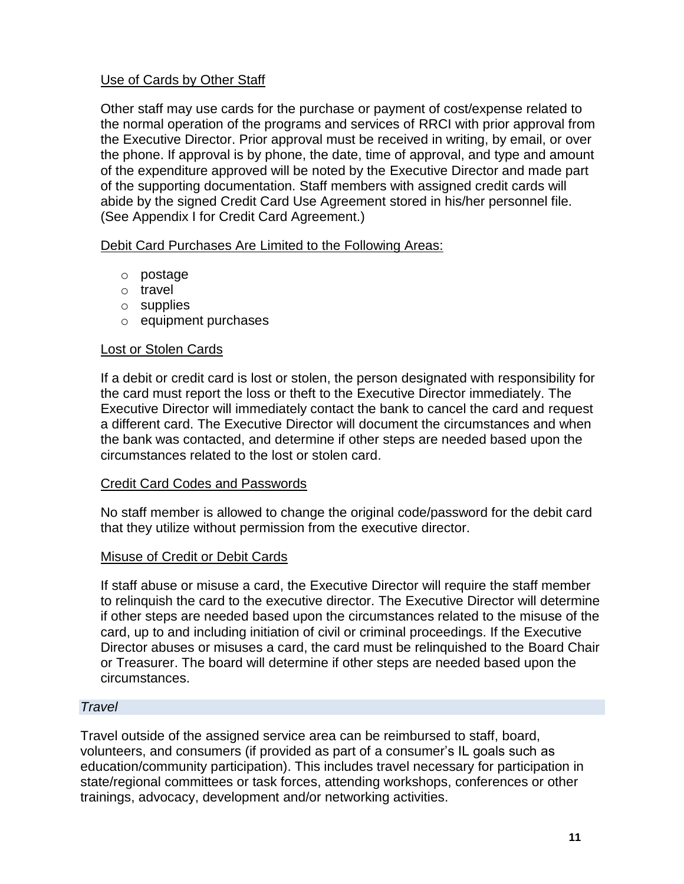Use of Cards by Other Staff

Other staff may use cards for the purchase or payment of cost/expense related to the normal operation of the programs and services of RRCI with prior approval from the Executive Director. Prior approval must be received in writing, by email, or over the phone. If approval is by phone, the date, time of approval, and type and amount of the expenditure approved will be noted by the Executive Director and made part of the supporting documentation. Staff members with assigned credit cards will abide by the signed Credit Card Use Agreement stored in his/her personnel file. (See Appendix I for Credit Card Agreement.)

Debit Card Purchases Are Limited to the Following Areas:

- postage
- travel
- supplies
- equipment purchases

Lost or Stolen Cards

If a debit or credit card is lost or stolen, the person designated with responsibility for the card must report the loss or theft to the Executive Director immediately. The Executive Director will immediately contact the bank to cancel the card and request a different card. The Executive Director will document the circumstances and when the bank was contacted, and determine if other steps are needed based upon the circumstances related to the lost or stolen card.

Credit Card Codes and Passwords

No staff member is allowed to change the original code/password for the debit card that they utilize without permission from the executive director.

Misuse of Credit or Debit Cards

If staff abuse or misuse a card, the Executive Director will require the staff member to relinquish the card to the executive director. The Executive Director will determine if other steps are needed based upon the circumstances related to the misuse of the card, up to and including initiation of civil or criminal proceedings. If the Executive Director abuses or misuses a card, the card must be relinquished to the Board Chair or Treasurer. The board will determine if other steps are needed based upon the circumstances.

### *Travel*

Travel outside of the assigned service area can be reimbursed to staff, board, volunteers, and consumers (if provided as part of a consumer's IL goals such as education/community participation). This includes travel necessary for participation in state/regional committees or task forces, attending workshops, conferences or other trainings, advocacy, development and/or networking activities.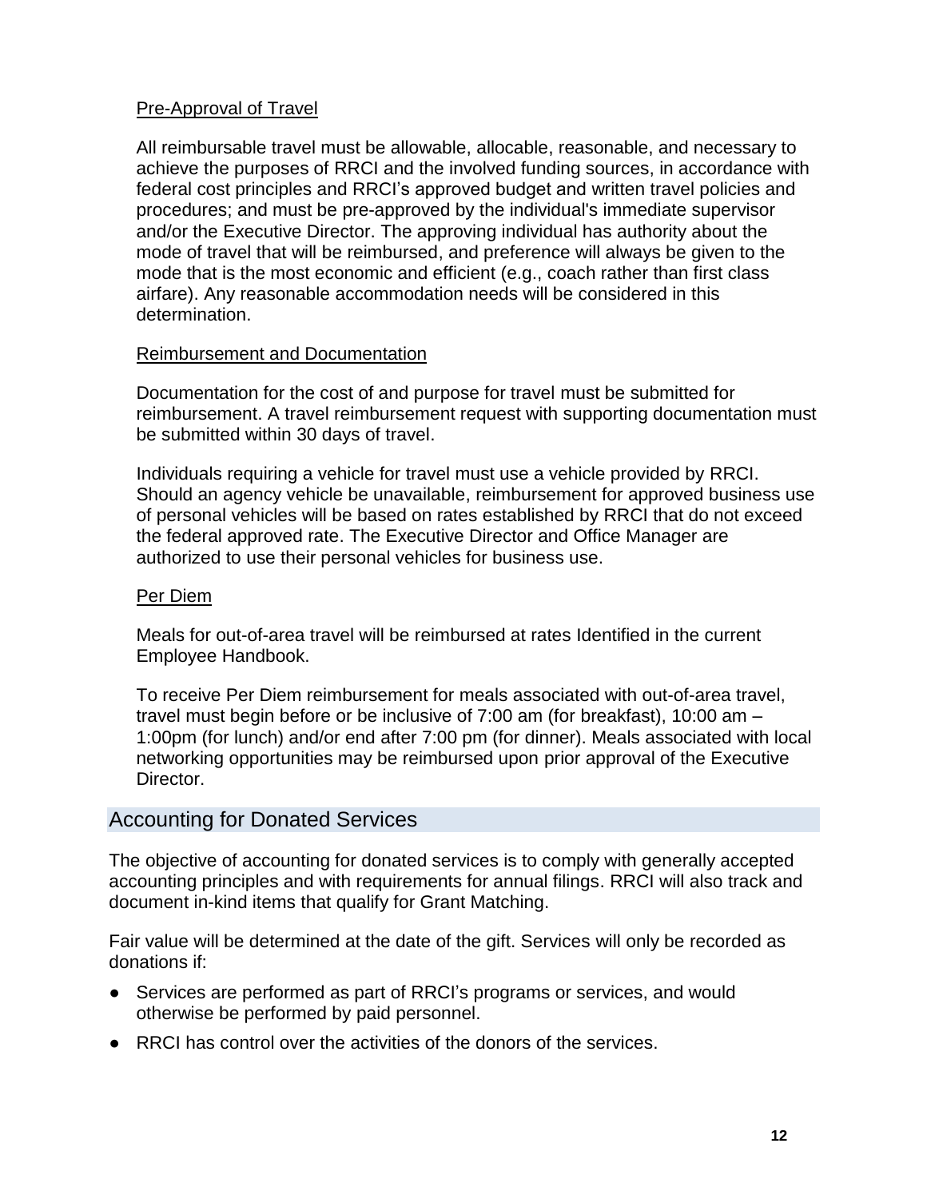### Pre-Approval of Travel

All reimbursable travel must be allowable, allocable, reasonable, and necessary to achieve the purposes of RRCI and the involved funding sources, in accordance with federal cost principles and RRCI's approved budget and written travel policies and procedures; and must be pre-approved by the individual's immediate supervisor and/or the Executive Director. The approving individual has authority about the mode of travel that will be reimbursed, and preference will always be given to the mode that is the most economic and efficient (e.g., coach rather than first class airfare). Any reasonable accommodation needs will be considered in this determination.

### Reimbursement and Documentation

Documentation for the cost of and purpose for travel must be submitted for reimbursement. A travel reimbursement request with supporting documentation must be submitted within 30 days of travel.

Individuals requiring a vehicle for travel must use a vehicle provided by RRCI. Should an agency vehicle be unavailable, reimbursement for approved business use of personal vehicles will be based on rates established by RRCI that do not exceed the federal approved rate. The Executive Director and Office Manager are authorized to use their personal vehicles for business use.

### Per Diem

Meals for out-of-area travel will be reimbursed at rates Identified in the current Employee Handbook.

To receive Per Diem reimbursement for meals associated with out-of-area travel, travel must begin before or be inclusive of 7:00 am (for breakfast), 10:00 am – 1:00pm (for lunch) and/or end after 7:00 pm (for dinner). Meals associated with local networking opportunities may be reimbursed upon prior approval of the Executive Director.

## Accounting for Donated Services

The objective of accounting for donated services is to comply with generally accepted accounting principles and with requirements for annual filings. RRCI will also track and document in-kind items that qualify for Grant Matching.

Fair value will be determined at the date of the gift. Services will only be recorded as donations if:

- Services are performed as part of RRCI's programs or services, and would otherwise be performed by paid personnel.
- RRCI has control over the activities of the donors of the services.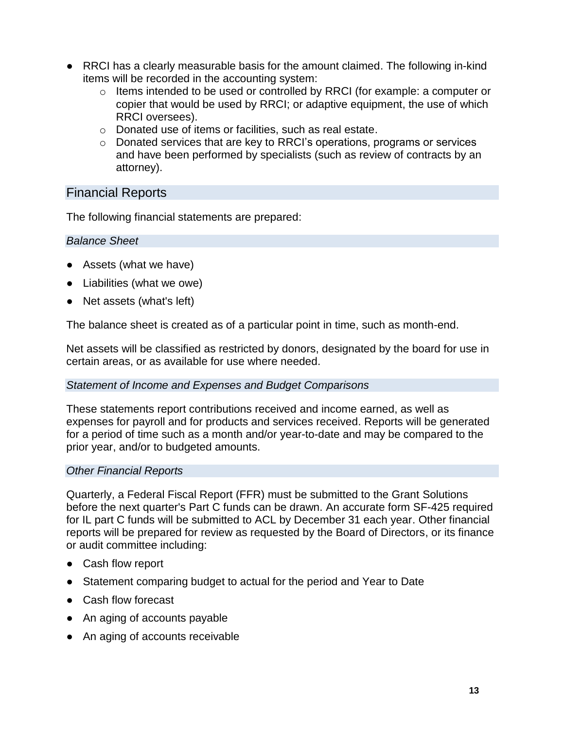- RRCI has a clearly measurable basis for the amount claimed. The following in-kind items will be recorded in the accounting system:
  - Items intended to be used or controlled by RRCI (for example: a computer or copier that would be used by RRCI; or adaptive equipment, the use of which RRCI oversees).
  - Donated use of items or facilities, such as real estate.
  - Donated services that are key to RRCI's operations, programs or services and have been performed by specialists (such as review of contracts by an attorney).

## Financial Reports

The following financial statements are prepared:

### *Balance Sheet*

- Assets (what we have)
- Liabilities (what we owe)
- Net assets (what's left)

The balance sheet is created as of a particular point in time, such as month-end.

Net assets will be classified as restricted by donors, designated by the board for use in certain areas, or as available for use where needed.

### *Statement of Income and Expenses and Budget Comparisons*

These statements report contributions received and income earned, as well as expenses for payroll and for products and services received. Reports will be generated for a period of time such as a month and/or year-to-date and may be compared to the prior year, and/or to budgeted amounts.

### *Other Financial Reports*

Quarterly, a Federal Fiscal Report (FFR) must be submitted to the Grant Solutions before the next quarter's Part C funds can be drawn. An accurate form SF-425 required for IL part C funds will be submitted to ACL by December 31 each year. Other financial reports will be prepared for review as requested by the Board of Directors, or its finance or audit committee including:

- Cash flow report
- Statement comparing budget to actual for the period and Year to Date
- Cash flow forecast
- An aging of accounts payable
- An aging of accounts receivable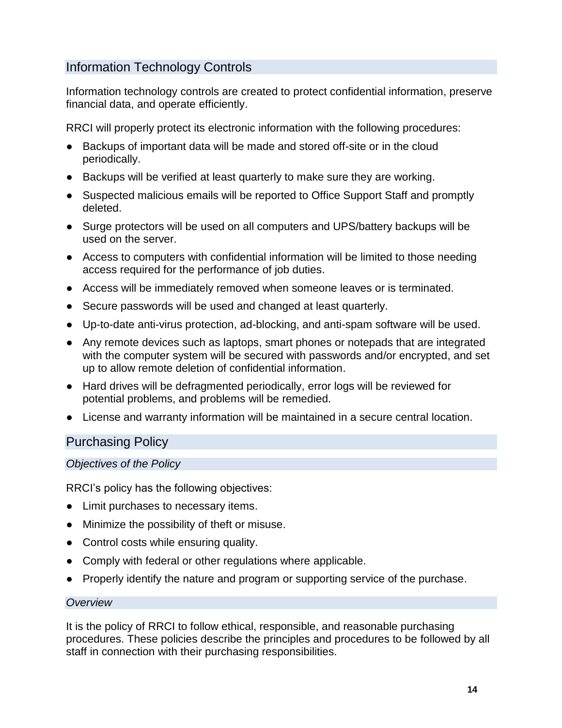## Information Technology Controls

Information technology controls are created to protect confidential information, preserve financial data, and operate efficiently.

RRCI will properly protect its electronic information with the following procedures:

- Backups of important data will be made and stored off-site or in the cloud periodically.
- Backups will be verified at least quarterly to make sure they are working.
- Suspected malicious emails will be reported to Office Support Staff and promptly deleted.
- Surge protectors will be used on all computers and UPS/battery backups will be used on the server.
- Access to computers with confidential information will be limited to those needing access required for the performance of job duties.
- Access will be immediately removed when someone leaves or is terminated.
- Secure passwords will be used and changed at least quarterly.
- Up-to-date anti-virus protection, ad-blocking, and anti-spam software will be used.
- Any remote devices such as laptops, smart phones or notepads that are integrated with the computer system will be secured with passwords and/or encrypted, and set up to allow remote deletion of confidential information.
- Hard drives will be defragmented periodically, error logs will be reviewed for potential problems, and problems will be remedied.
- License and warranty information will be maintained in a secure central location.

## Purchasing Policy

### *Objectives of the Policy*

RRCI's policy has the following objectives:

- Limit purchases to necessary items.
- Minimize the possibility of theft or misuse.
- Control costs while ensuring quality.
- Comply with federal or other regulations where applicable.
- Properly identify the nature and program or supporting service of the purchase.

### *Overview*

It is the policy of RRCI to follow ethical, responsible, and reasonable purchasing procedures. These policies describe the principles and procedures to be followed by all staff in connection with their purchasing responsibilities.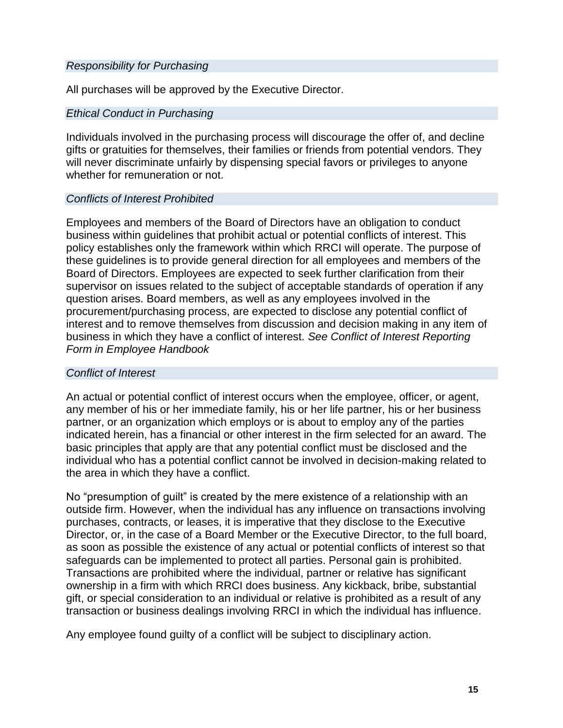### *Responsibility for Purchasing*

All purchases will be approved by the Executive Director.

### *Ethical Conduct in Purchasing*

Individuals involved in the purchasing process will discourage the offer of, and decline gifts or gratuities for themselves, their families or friends from potential vendors. They will never discriminate unfairly by dispensing special favors or privileges to anyone whether for remuneration or not.

### *Conflicts of Interest Prohibited*

Employees and members of the Board of Directors have an obligation to conduct business within guidelines that prohibit actual or potential conflicts of interest. This policy establishes only the framework within which RRCI will operate. The purpose of these guidelines is to provide general direction for all employees and members of the Board of Directors. Employees are expected to seek further clarification from their supervisor on issues related to the subject of acceptable standards of operation if any question arises. Board members, as well as any employees involved in the procurement/purchasing process, are expected to disclose any potential conflict of interest and to remove themselves from discussion and decision making in any item of business in which they have a conflict of interest. *See Conflict of Interest Reporting Form in Employee Handbook*

### *Conflict of Interest*

An actual or potential conflict of interest occurs when the employee, officer, or agent, any member of his or her immediate family, his or her life partner, his or her business partner, or an organization which employs or is about to employ any of the parties indicated herein, has a financial or other interest in the firm selected for an award. The basic principles that apply are that any potential conflict must be disclosed and the individual who has a potential conflict cannot be involved in decision-making related to the area in which they have a conflict.

No “presumption of guilt” is created by the mere existence of a relationship with an outside firm. However, when the individual has any influence on transactions involving purchases, contracts, or leases, it is imperative that they disclose to the Executive Director, or, in the case of a Board Member or the Executive Director, to the full board, as soon as possible the existence of any actual or potential conflicts of interest so that safeguards can be implemented to protect all parties. Personal gain is prohibited. Transactions are prohibited where the individual, partner or relative has significant ownership in a firm with which RRCI does business. Any kickback, bribe, substantial gift, or special consideration to an individual or relative is prohibited as a result of any transaction or business dealings involving RRCI in which the individual has influence.

Any employee found guilty of a conflict will be subject to disciplinary action.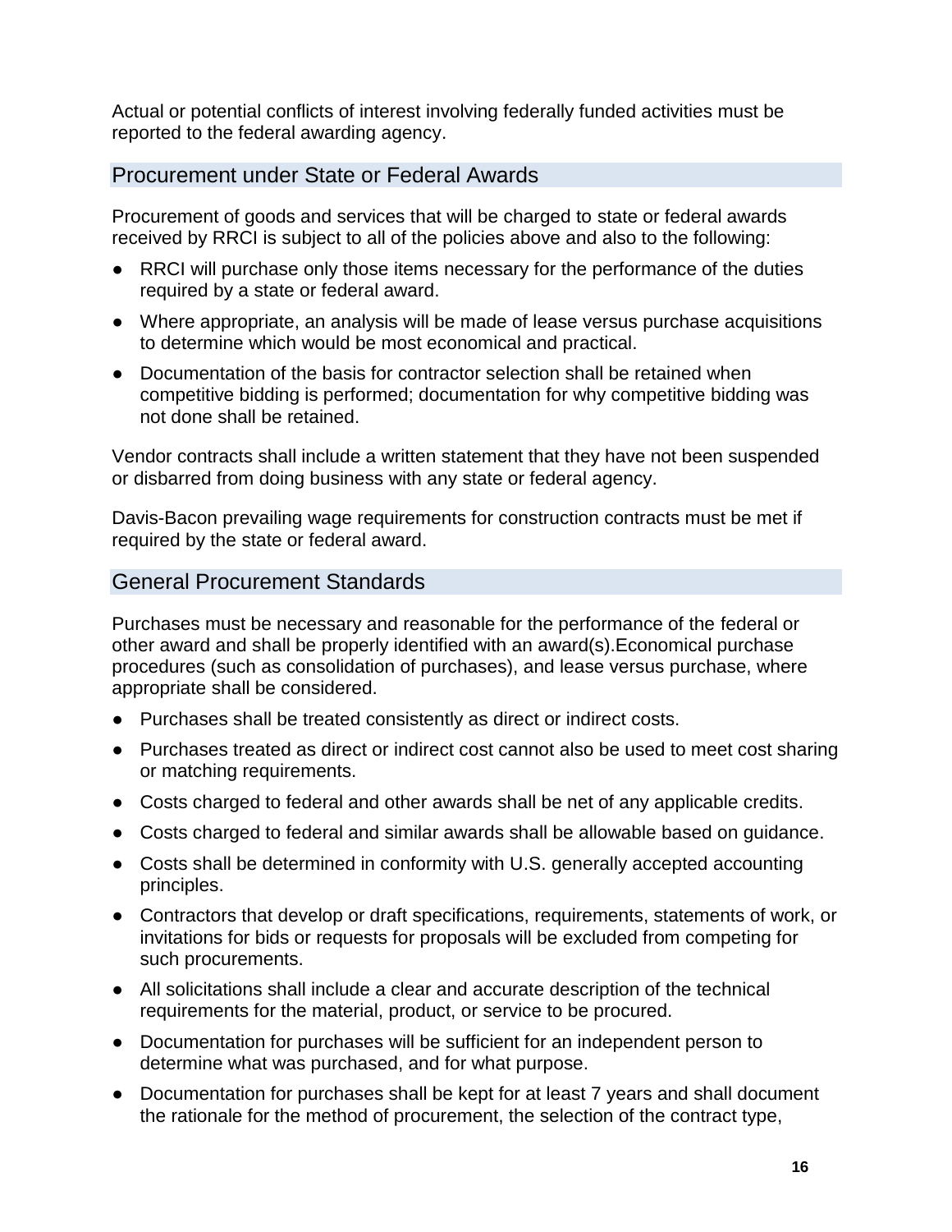Actual or potential conflicts of interest involving federally funded activities must be reported to the federal awarding agency.

## Procurement under State or Federal Awards

Procurement of goods and services that will be charged to state or federal awards received by RRCI is subject to all of the policies above and also to the following:

- RRCI will purchase only those items necessary for the performance of the duties required by a state or federal award.
- Where appropriate, an analysis will be made of lease versus purchase acquisitions to determine which would be most economical and practical.
- Documentation of the basis for contractor selection shall be retained when competitive bidding is performed; documentation for why competitive bidding was not done shall be retained.

Vendor contracts shall include a written statement that they have not been suspended or disbarred from doing business with any state or federal agency.

Davis-Bacon prevailing wage requirements for construction contracts must be met if required by the state or federal award.

## General Procurement Standards

Purchases must be necessary and reasonable for the performance of the federal or other award and shall be properly identified with an award(s).Economical purchase procedures (such as consolidation of purchases), and lease versus purchase, where appropriate shall be considered.

- Purchases shall be treated consistently as direct or indirect costs.
- Purchases treated as direct or indirect cost cannot also be used to meet cost sharing or matching requirements.
- Costs charged to federal and other awards shall be net of any applicable credits.
- Costs charged to federal and similar awards shall be allowable based on guidance.
- Costs shall be determined in conformity with U.S. generally accepted accounting principles.
- Contractors that develop or draft specifications, requirements, statements of work, or invitations for bids or requests for proposals will be excluded from competing for such procurements.
- All solicitations shall include a clear and accurate description of the technical requirements for the material, product, or service to be procured.
- Documentation for purchases will be sufficient for an independent person to determine what was purchased, and for what purpose.
- Documentation for purchases shall be kept for at least 7 years and shall document the rationale for the method of procurement, the selection of the contract type,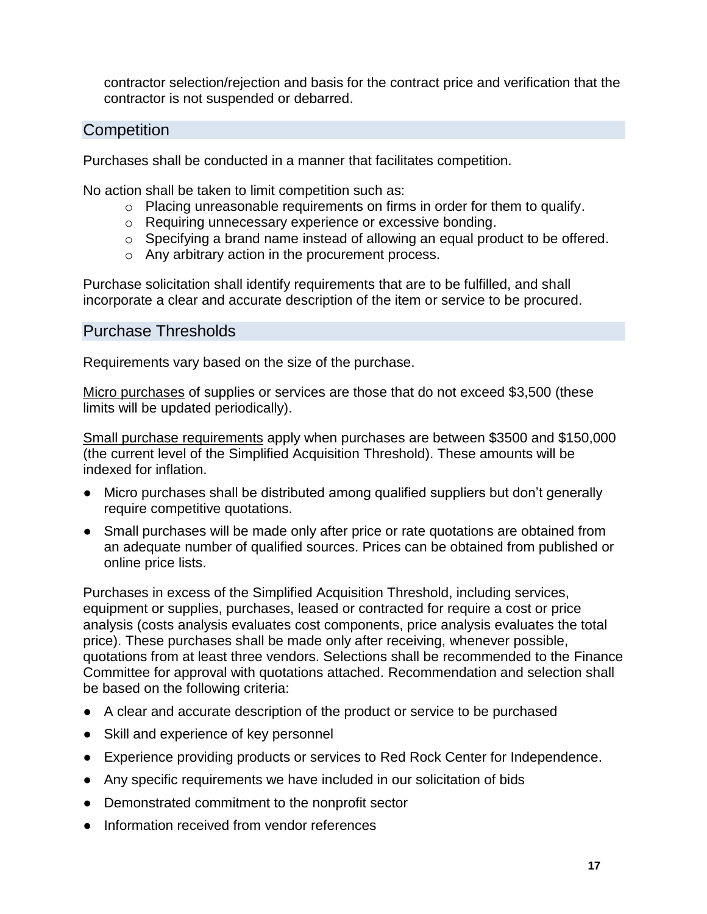contractor selection/rejection and basis for the contract price and verification that the contractor is not suspended or debarred.

## Competition

Purchases shall be conducted in a manner that facilitates competition.

No action shall be taken to limit competition such as:

- Placing unreasonable requirements on firms in order for them to qualify.
- Requiring unnecessary experience or excessive bonding.
- Specifying a brand name instead of allowing an equal product to be offered.
- Any arbitrary action in the procurement process.

Purchase solicitation shall identify requirements that are to be fulfilled, and shall incorporate a clear and accurate description of the item or service to be procured.

## Purchase Thresholds

Requirements vary based on the size of the purchase.

Micro purchases of supplies or services are those that do not exceed $3,500 (these limits will be updated periodically).

Small purchase requirements apply when purchases are between $3500 and $150,000 (the current level of the Simplified Acquisition Threshold). These amounts will be indexed for inflation.

- Micro purchases shall be distributed among qualified suppliers but don't generally require competitive quotations.
- Small purchases will be made only after price or rate quotations are obtained from an adequate number of qualified sources. Prices can be obtained from published or online price lists.

Purchases in excess of the Simplified Acquisition Threshold, including services, equipment or supplies, purchases, leased or contracted for require a cost or price analysis (costs analysis evaluates cost components, price analysis evaluates the total price). These purchases shall be made only after receiving, whenever possible, quotations from at least three vendors. Selections shall be recommended to the Finance Committee for approval with quotations attached. Recommendation and selection shall be based on the following criteria:

- A clear and accurate description of the product or service to be purchased
- Skill and experience of key personnel
- Experience providing products or services to Red Rock Center for Independence.
- Any specific requirements we have included in our solicitation of bids
- Demonstrated commitment to the nonprofit sector
- Information received from vendor references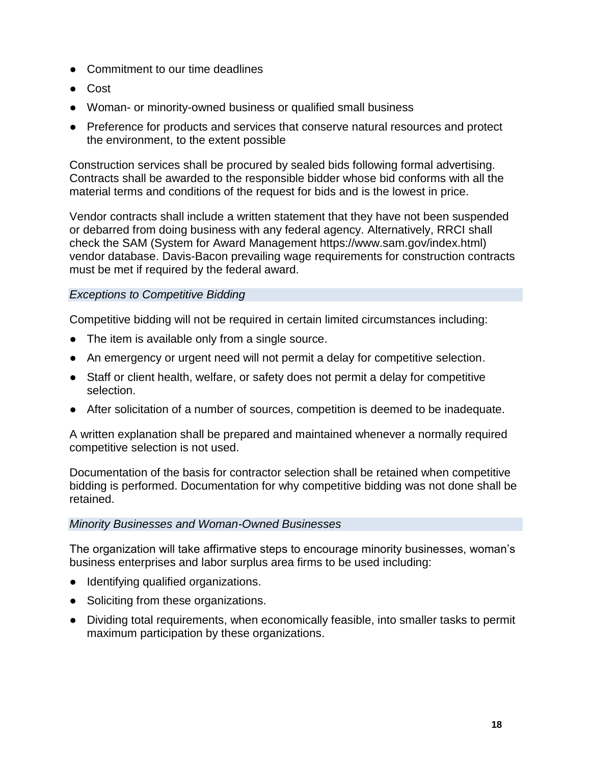- Commitment to our time deadlines
- Cost
- Woman- or minority-owned business or qualified small business
- Preference for products and services that conserve natural resources and protect the environment, to the extent possible

Construction services shall be procured by sealed bids following formal advertising. Contracts shall be awarded to the responsible bidder whose bid conforms with all the material terms and conditions of the request for bids and is the lowest in price.

Vendor contracts shall include a written statement that they have not been suspended or debarred from doing business with any federal agency. Alternatively, RRCI shall check the SAM (System for Award Management https://www.sam.gov/index.html) vendor database. Davis-Bacon prevailing wage requirements for construction contracts must be met if required by the federal award.

### *Exceptions to Competitive Bidding*

Competitive bidding will not be required in certain limited circumstances including:

- The item is available only from a single source.
- An emergency or urgent need will not permit a delay for competitive selection.
- Staff or client health, welfare, or safety does not permit a delay for competitive selection.
- After solicitation of a number of sources, competition is deemed to be inadequate.

A written explanation shall be prepared and maintained whenever a normally required competitive selection is not used.

Documentation of the basis for contractor selection shall be retained when competitive bidding is performed. Documentation for why competitive bidding was not done shall be retained.

### *Minority Businesses and Woman-Owned Businesses*

The organization will take affirmative steps to encourage minority businesses, woman's business enterprises and labor surplus area firms to be used including:

- Identifying qualified organizations.
- Soliciting from these organizations.
- Dividing total requirements, when economically feasible, into smaller tasks to permit maximum participation by these organizations.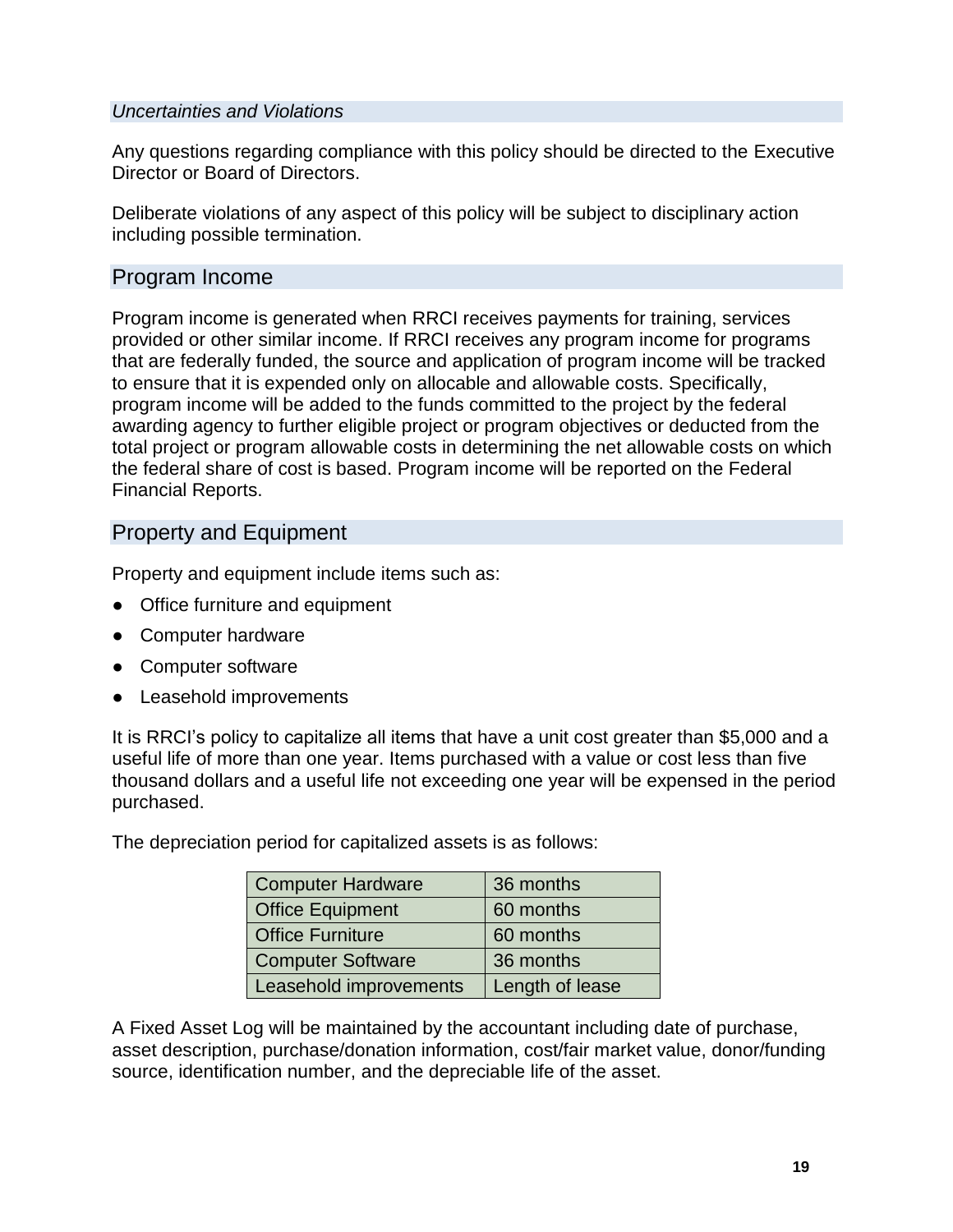### *Uncertainties and Violations*

Any questions regarding compliance with this policy should be directed to the Executive Director or Board of Directors.

Deliberate violations of any aspect of this policy will be subject to disciplinary action including possible termination.

## Program Income

Program income is generated when RRCI receives payments for training, services provided or other similar income. If RRCI receives any program income for programs that are federally funded, the source and application of program income will be tracked to ensure that it is expended only on allocable and allowable costs. Specifically, program income will be added to the funds committed to the project by the federal awarding agency to further eligible project or program objectives or deducted from the total project or program allowable costs in determining the net allowable costs on which the federal share of cost is based. Program income will be reported on the Federal Financial Reports.

## Property and Equipment

Property and equipment include items such as:

- Office furniture and equipment
- Computer hardware
- Computer software
- Leasehold improvements

It is RRCI's policy to capitalize all items that have a unit cost greater than $5,000 and a useful life of more than one year. Items purchased with a value or cost less than five thousand dollars and a useful life not exceeding one year will be expensed in the period purchased.

The depreciation period for capitalized assets is as follows:

| Computer Hardware | 36 months |
|---|---|
| Office Equipment | 60 months |
| Office Furniture | 60 months |
| Computer Software | 36 months |
| Leasehold improvements | Length of lease |

A Fixed Asset Log will be maintained by the accountant including date of purchase, asset description, purchase/donation information, cost/fair market value, donor/funding source, identification number, and the depreciable life of the asset.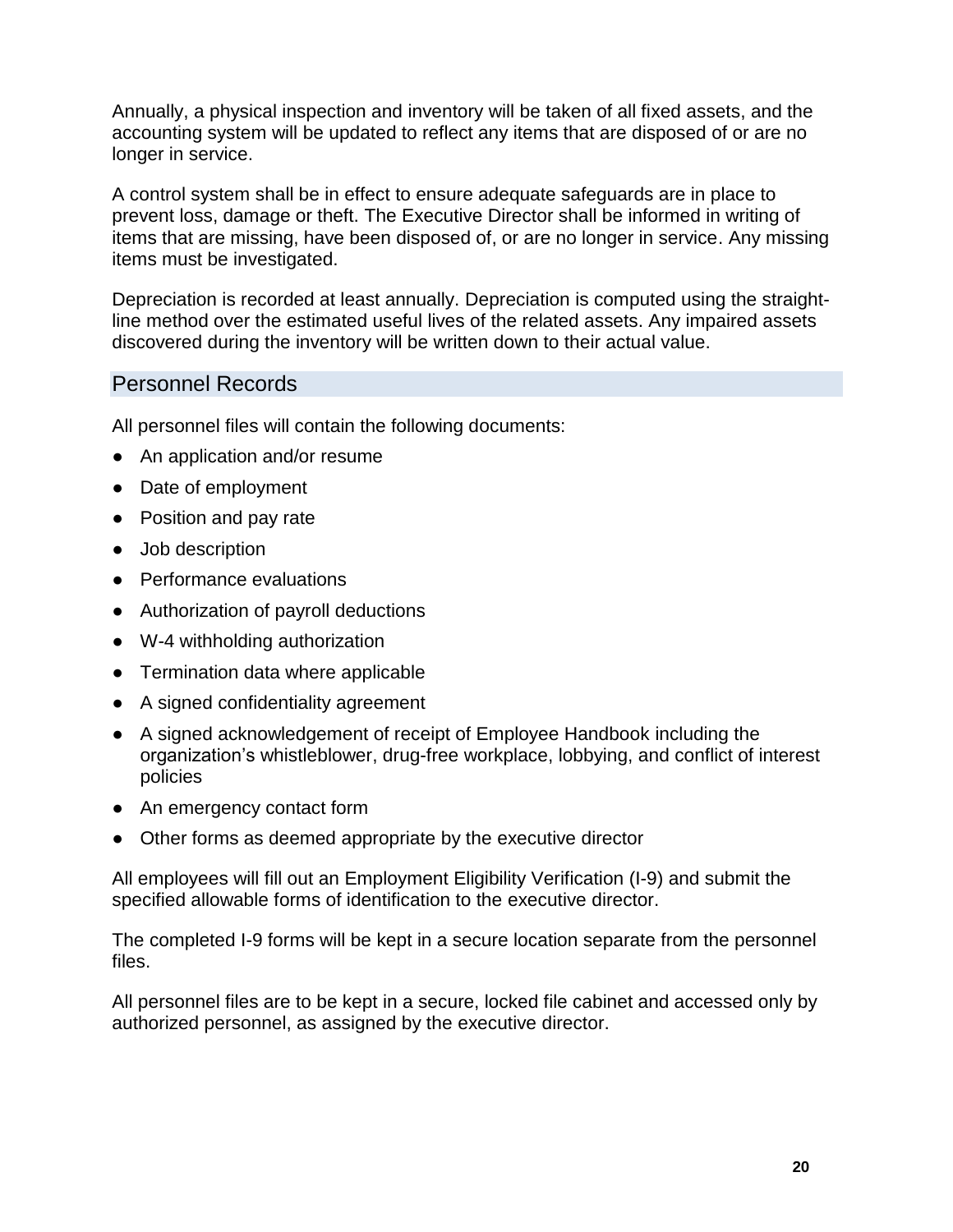Annually, a physical inspection and inventory will be taken of all fixed assets, and the accounting system will be updated to reflect any items that are disposed of or are no longer in service.

A control system shall be in effect to ensure adequate safeguards are in place to prevent loss, damage or theft. The Executive Director shall be informed in writing of items that are missing, have been disposed of, or are no longer in service. Any missing items must be investigated.

Depreciation is recorded at least annually. Depreciation is computed using the straight-line method over the estimated useful lives of the related assets. Any impaired assets discovered during the inventory will be written down to their actual value.

## Personnel Records

All personnel files will contain the following documents:

- An application and/or resume
- Date of employment
- Position and pay rate
- Job description
- Performance evaluations
- Authorization of payroll deductions
- W-4 withholding authorization
- Termination data where applicable
- A signed confidentiality agreement
- A signed acknowledgement of receipt of Employee Handbook including the organization's whistleblower, drug-free workplace, lobbying, and conflict of interest policies
- An emergency contact form
- Other forms as deemed appropriate by the executive director

All employees will fill out an Employment Eligibility Verification (I-9) and submit the specified allowable forms of identification to the executive director.

The completed I-9 forms will be kept in a secure location separate from the personnel files.

All personnel files are to be kept in a secure, locked file cabinet and accessed only by authorized personnel, as assigned by the executive director.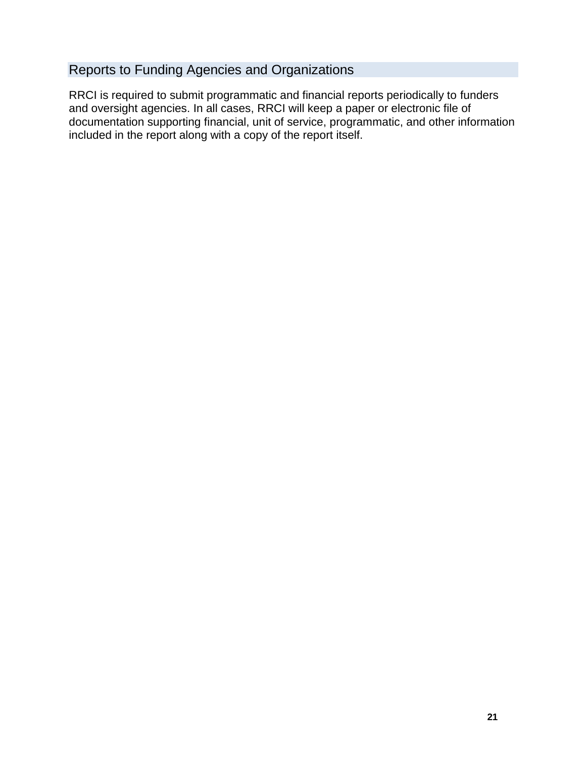## Reports to Funding Agencies and Organizations

RRCI is required to submit programmatic and financial reports periodically to funders and oversight agencies. In all cases, RRCI will keep a paper or electronic file of documentation supporting financial, unit of service, programmatic, and other information included in the report along with a copy of the report itself.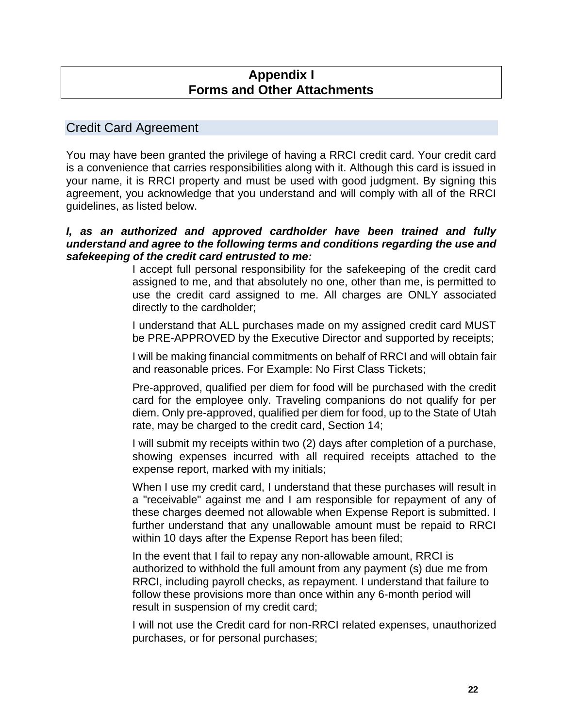# Appendix I
# Forms and Other Attachments

## Credit Card Agreement

You may have been granted the privilege of having a RRCI credit card. Your credit card is a convenience that carries responsibilities along with it. Although this card is issued in your name, it is RRCI property and must be used with good judgment. By signing this agreement, you acknowledge that you understand and will comply with all of the RRCI guidelines, as listed below.

***I, as an authorized and approved cardholder have been trained and fully understand and agree to the following terms and conditions regarding the use and safekeeping of the credit card entrusted to me:***

I accept full personal responsibility for the safekeeping of the credit card assigned to me, and that absolutely no one, other than me, is permitted to use the credit card assigned to me. All charges are ONLY associated directly to the cardholder;

I understand that ALL purchases made on my assigned credit card MUST be PRE-APPROVED by the Executive Director and supported by receipts;

I will be making financial commitments on behalf of RRCI and will obtain fair and reasonable prices. For Example: No First Class Tickets;

Pre-approved, qualified per diem for food will be purchased with the credit card for the employee only. Traveling companions do not qualify for per diem. Only pre-approved, qualified per diem for food, up to the State of Utah rate, may be charged to the credit card, Section 14;

I will submit my receipts within two (2) days after completion of a purchase, showing expenses incurred with all required receipts attached to the expense report, marked with my initials;

When I use my credit card, I understand that these purchases will result in a "receivable" against me and I am responsible for repayment of any of these charges deemed not allowable when Expense Report is submitted. I further understand that any unallowable amount must be repaid to RRCI within 10 days after the Expense Report has been filed;

In the event that I fail to repay any non-allowable amount, RRCI is authorized to withhold the full amount from any payment (s) due me from RRCI, including payroll checks, as repayment. I understand that failure to follow these provisions more than once within any 6-month period will result in suspension of my credit card;

I will not use the Credit card for non-RRCI related expenses, unauthorized purchases, or for personal purchases;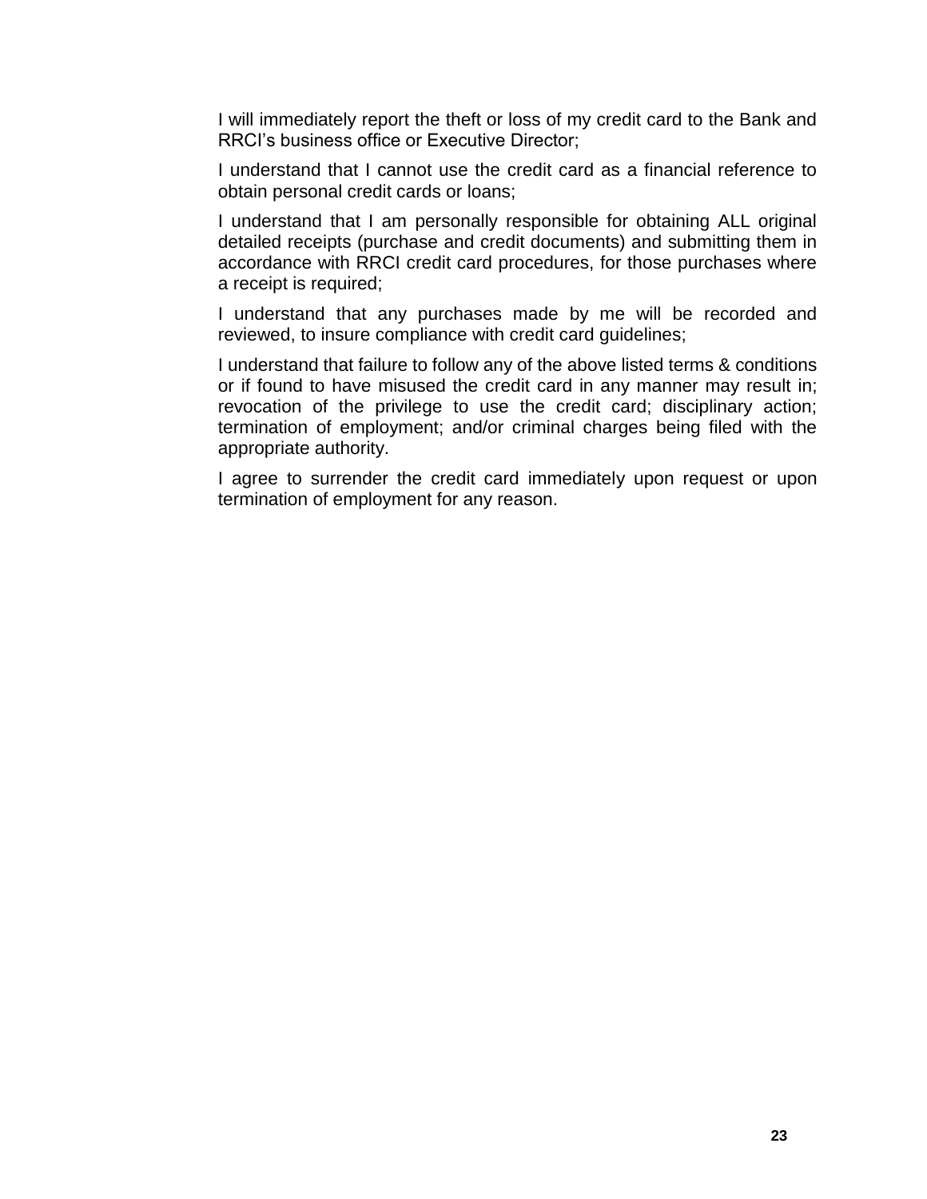I will immediately report the theft or loss of my credit card to the Bank and RRCI's business office or Executive Director;

I understand that I cannot use the credit card as a financial reference to obtain personal credit cards or loans;

I understand that I am personally responsible for obtaining ALL original detailed receipts (purchase and credit documents) and submitting them in accordance with RRCI credit card procedures, for those purchases where a receipt is required;

I understand that any purchases made by me will be recorded and reviewed, to insure compliance with credit card guidelines;

I understand that failure to follow any of the above listed terms & conditions or if found to have misused the credit card in any manner may result in; revocation of the privilege to use the credit card; disciplinary action; termination of employment; and/or criminal charges being filed with the appropriate authority.

I agree to surrender the credit card immediately upon request or upon termination of employment for any reason.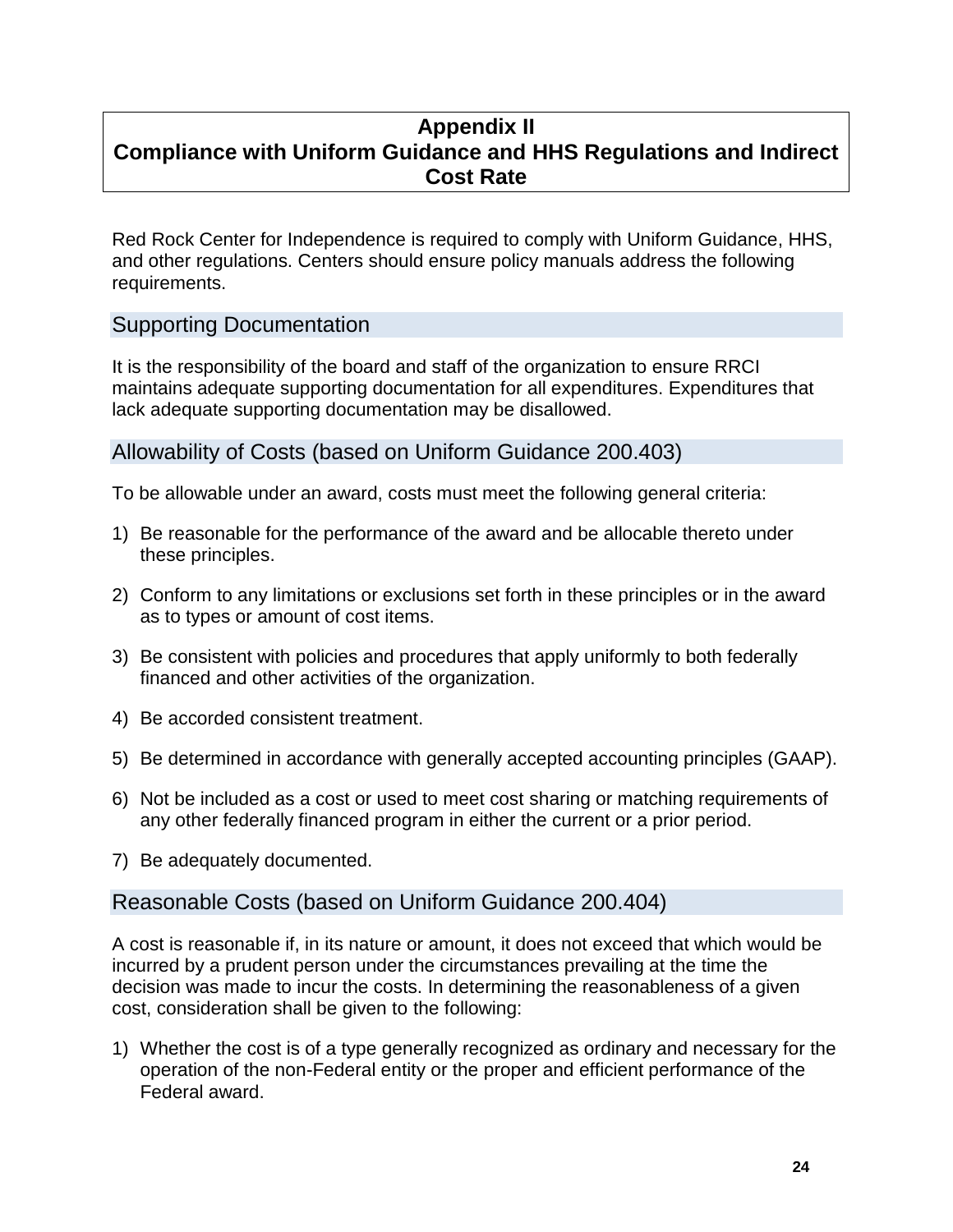# Appendix II
# Compliance with Uniform Guidance and HHS Regulations and Indirect Cost Rate

Red Rock Center for Independence is required to comply with Uniform Guidance, HHS, and other regulations. Centers should ensure policy manuals address the following requirements.

## Supporting Documentation

It is the responsibility of the board and staff of the organization to ensure RRCI maintains adequate supporting documentation for all expenditures. Expenditures that lack adequate supporting documentation may be disallowed.

## Allowability of Costs (based on Uniform Guidance 200.403)

To be allowable under an award, costs must meet the following general criteria:

1) Be reasonable for the performance of the award and be allocable thereto under these principles.
2) Conform to any limitations or exclusions set forth in these principles or in the award as to types or amount of cost items.
3) Be consistent with policies and procedures that apply uniformly to both federally financed and other activities of the organization.
4) Be accorded consistent treatment.
5) Be determined in accordance with generally accepted accounting principles (GAAP).
6) Not be included as a cost or used to meet cost sharing or matching requirements of any other federally financed program in either the current or a prior period.
7) Be adequately documented.

## Reasonable Costs (based on Uniform Guidance 200.404)

A cost is reasonable if, in its nature or amount, it does not exceed that which would be incurred by a prudent person under the circumstances prevailing at the time the decision was made to incur the costs. In determining the reasonableness of a given cost, consideration shall be given to the following:

1) Whether the cost is of a type generally recognized as ordinary and necessary for the operation of the non-Federal entity or the proper and efficient performance of the Federal award.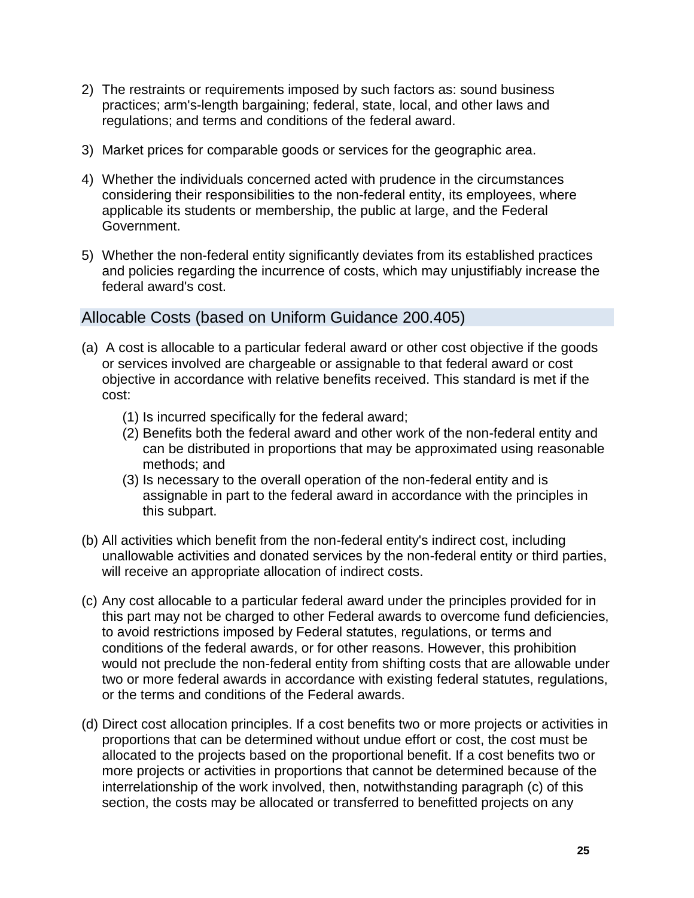2) The restraints or requirements imposed by such factors as: sound business practices; arm's-length bargaining; federal, state, local, and other laws and regulations; and terms and conditions of the federal award.

3) Market prices for comparable goods or services for the geographic area.

4) Whether the individuals concerned acted with prudence in the circumstances considering their responsibilities to the non-federal entity, its employees, where applicable its students or membership, the public at large, and the Federal Government.

5) Whether the non-federal entity significantly deviates from its established practices and policies regarding the incurrence of costs, which may unjustifiably increase the federal award's cost.

## Allocable Costs (based on Uniform Guidance 200.405)

(a) A cost is allocable to a particular federal award or other cost objective if the goods or services involved are chargeable or assignable to that federal award or cost objective in accordance with relative benefits received. This standard is met if the cost:

   (1) Is incurred specifically for the federal award;
   (2) Benefits both the federal award and other work of the non-federal entity and can be distributed in proportions that may be approximated using reasonable methods; and
   (3) Is necessary to the overall operation of the non-federal entity and is assignable in part to the federal award in accordance with the principles in this subpart.

(b) All activities which benefit from the non-federal entity's indirect cost, including unallowable activities and donated services by the non-federal entity or third parties, will receive an appropriate allocation of indirect costs.

(c) Any cost allocable to a particular federal award under the principles provided for in this part may not be charged to other Federal awards to overcome fund deficiencies, to avoid restrictions imposed by Federal statutes, regulations, or terms and conditions of the federal awards, or for other reasons. However, this prohibition would not preclude the non-federal entity from shifting costs that are allowable under two or more federal awards in accordance with existing federal statutes, regulations, or the terms and conditions of the Federal awards.

(d) Direct cost allocation principles. If a cost benefits two or more projects or activities in proportions that can be determined without undue effort or cost, the cost must be allocated to the projects based on the proportional benefit. If a cost benefits two or more projects or activities in proportions that cannot be determined because of the interrelationship of the work involved, then, notwithstanding paragraph (c) of this section, the costs may be allocated or transferred to benefitted projects on any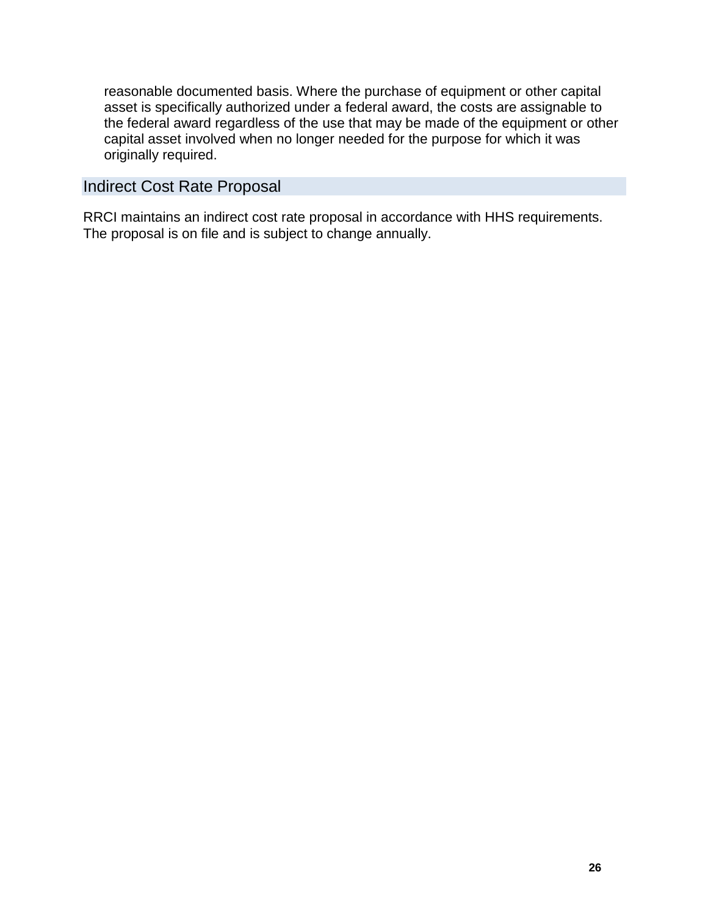reasonable documented basis. Where the purchase of equipment or other capital asset is specifically authorized under a federal award, the costs are assignable to the federal award regardless of the use that may be made of the equipment or other capital asset involved when no longer needed for the purpose for which it was originally required.

## Indirect Cost Rate Proposal

RRCI maintains an indirect cost rate proposal in accordance with HHS requirements. The proposal is on file and is subject to change annually.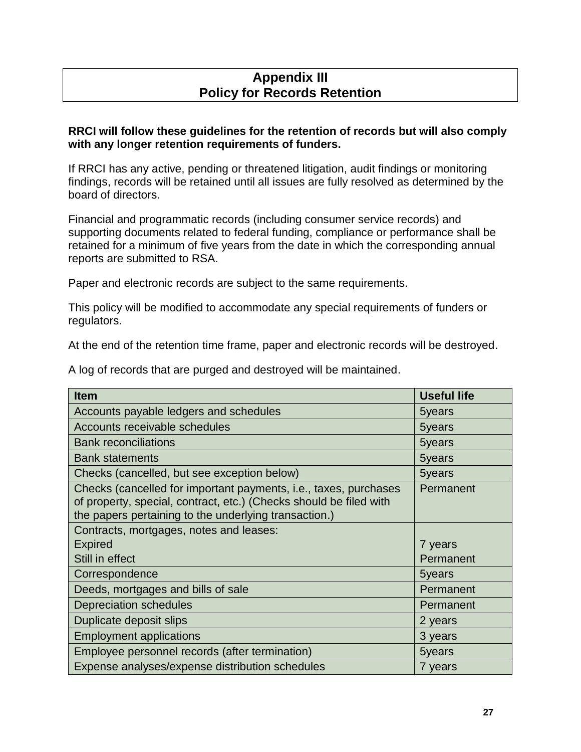# Appendix III
# Policy for Records Retention

**RRCI will follow these guidelines for the retention of records but will also comply with any longer retention requirements of funders.**

If RRCI has any active, pending or threatened litigation, audit findings or monitoring findings, records will be retained until all issues are fully resolved as determined by the board of directors.

Financial and programmatic records (including consumer service records) and supporting documents related to federal funding, compliance or performance shall be retained for a minimum of five years from the date in which the corresponding annual reports are submitted to RSA.

Paper and electronic records are subject to the same requirements.

This policy will be modified to accommodate any special requirements of funders or regulators.

At the end of the retention time frame, paper and electronic records will be destroyed.

A log of records that are purged and destroyed will be maintained.

| Item | Useful life |
| --- | --- |
| Accounts payable ledgers and schedules | 5years |
| Accounts receivable schedules | 5years |
| Bank reconciliations | 5years |
| Bank statements | 5years |
| Checks (cancelled, but see exception below) | 5years |
| Checks (cancelled for important payments, i.e., taxes, purchases of property, special, contract, etc.) (Checks should be filed with the papers pertaining to the underlying transaction.) | Permanent |
| Contracts, mortgages, notes and leases:<br>Expired<br>Still in effect | <br>7 years<br>Permanent |
| Correspondence | 5years |
| Deeds, mortgages and bills of sale | Permanent |
| Depreciation schedules | Permanent |
| Duplicate deposit slips | 2 years |
| Employment applications | 3 years |
| Employee personnel records (after termination) | 5years |
| Expense analyses/expense distribution schedules | 7 years |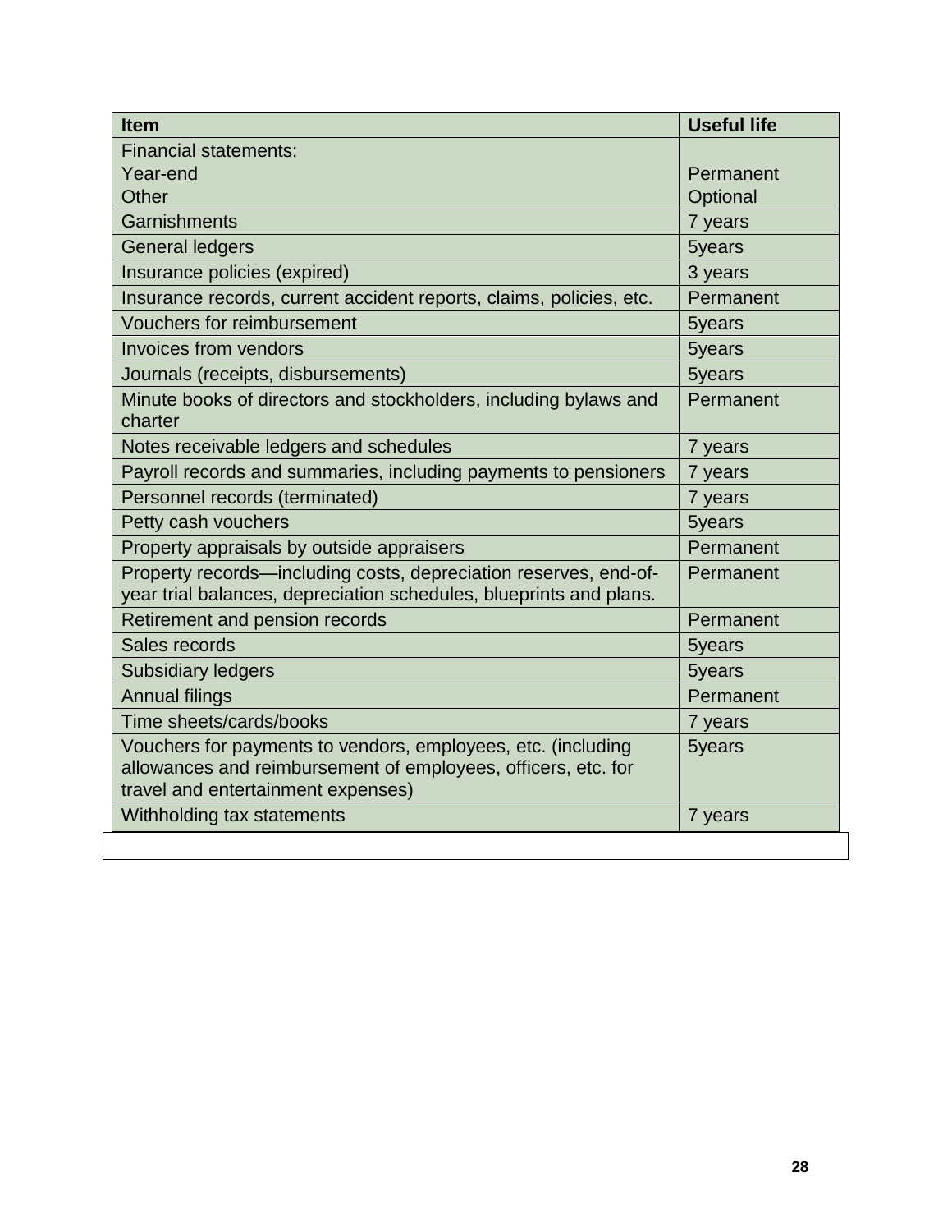| Item | Useful life |
|---|---|
| Financial statements:<br>Year-end<br>Other | <br>Permanent<br>Optional |
| Garnishments | 7 years |
| General ledgers | 5years |
| Insurance policies (expired) | 3 years |
| Insurance records, current accident reports, claims, policies, etc. | Permanent |
| Vouchers for reimbursement | 5years |
| Invoices from vendors | 5years |
| Journals (receipts, disbursements) | 5years |
| Minute books of directors and stockholders, including bylaws and charter | Permanent |
| Notes receivable ledgers and schedules | 7 years |
| Payroll records and summaries, including payments to pensioners | 7 years |
| Personnel records (terminated) | 7 years |
| Petty cash vouchers | 5years |
| Property appraisals by outside appraisers | Permanent |
| Property records—including costs, depreciation reserves, end-of-year trial balances, depreciation schedules, blueprints and plans. | Permanent |
| Retirement and pension records | Permanent |
| Sales records | 5years |
| Subsidiary ledgers | 5years |
| Annual filings | Permanent |
| Time sheets/cards/books | 7 years |
| Vouchers for payments to vendors, employees, etc. (including allowances and reimbursement of employees, officers, etc. for travel and entertainment expenses) | 5years |
| Withholding tax statements | 7 years |